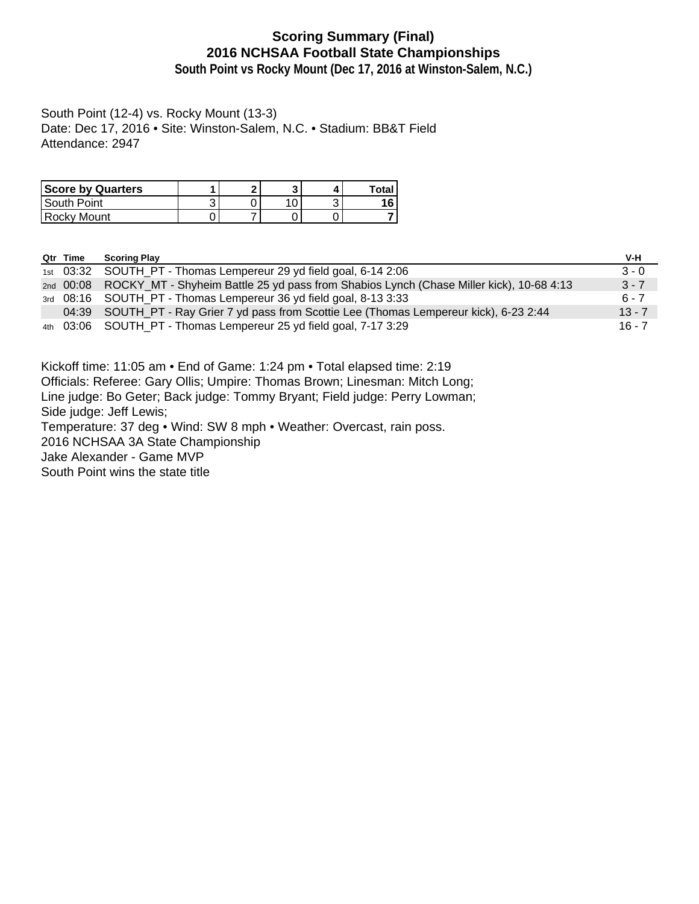# Scoring Summary (Final)
## 2016 NCHSAA Football State Championships
### South Point vs Rocky Mount (Dec 17, 2016 at Winston-Salem, N.C.)

South Point (12-4) vs. Rocky Mount (13-3)
Date: Dec 17, 2016 • Site: Winston-Salem, N.C. • Stadium: BB&T Field
Attendance: 2947

| Score by Quarters | 1 | 2 | 3 | 4 | Total |
|---|---|---|---|---|---|
| South Point | 3 | 0 | 10 | 3 | **16** |
| Rocky Mount | 0 | 7 | 0 | 0 | **7** |

| Qtr | Time | Scoring Play | V-H |
|---|---|---|---|
| 1st | 03:32 | SOUTH_PT - Thomas Lempereur 29 yd field goal, 6-14 2:06 | 3 - 0 |
| 2nd | 00:08 | ROCKY_MT - Shyheim Battle 25 yd pass from Shabios Lynch (Chase Miller kick), 10-68 4:13 | 3 - 7 |
| 3rd | 08:16 | SOUTH_PT - Thomas Lempereur 36 yd field goal, 8-13 3:33 | 6 - 7 |
| | 04:39 | SOUTH_PT - Ray Grier 7 yd pass from Scottie Lee (Thomas Lempereur kick), 6-23 2:44 | 13 - 7 |
| 4th | 03:06 | SOUTH_PT - Thomas Lempereur 25 yd field goal, 7-17 3:29 | 16 - 7 |

Kickoff time: 11:05 am • End of Game: 1:24 pm • Total elapsed time: 2:19
Officials: Referee: Gary Ollis; Umpire: Thomas Brown; Linesman: Mitch Long;
Line judge: Bo Geter; Back judge: Tommy Bryant; Field judge: Perry Lowman;
Side judge: Jeff Lewis;
Temperature: 37 deg • Wind: SW 8 mph • Weather: Overcast, rain poss.
2016 NCHSAA 3A State Championship
Jake Alexander - Game MVP
South Point wins the state title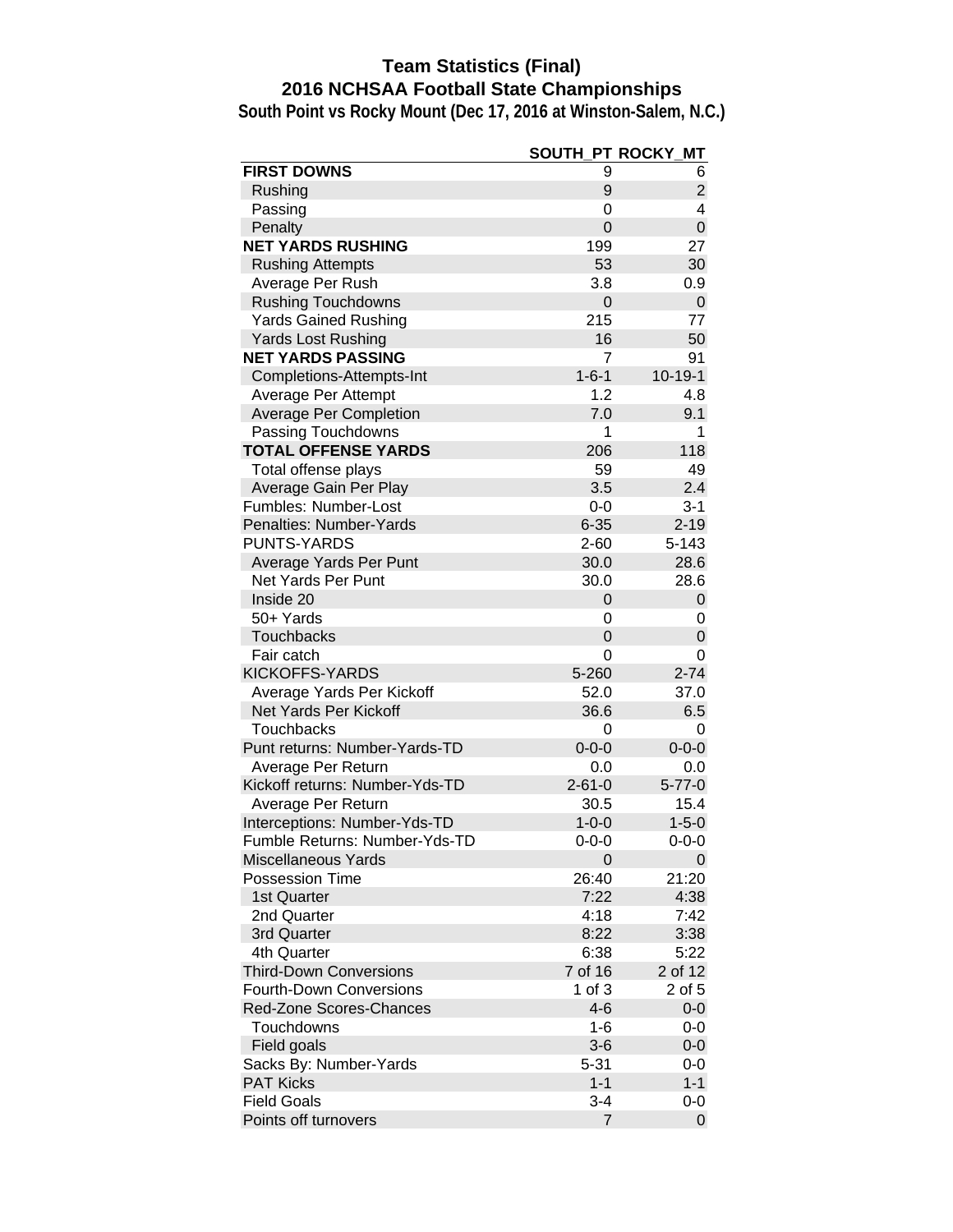# Team Statistics (Final)

## 2016 NCHSAA Football State Championships

### South Point vs Rocky Mount (Dec 17, 2016 at Winston-Salem, N.C.)

| | SOUTH_PT | ROCKY_MT |
|---|---|---|
| **FIRST DOWNS** | 9 | 6 |
| Rushing | 9 | 2 |
| Passing | 0 | 4 |
| Penalty | 0 | 0 |
| **NET YARDS RUSHING** | 199 | 27 |
| Rushing Attempts | 53 | 30 |
| Average Per Rush | 3.8 | 0.9 |
| Rushing Touchdowns | 0 | 0 |
| Yards Gained Rushing | 215 | 77 |
| Yards Lost Rushing | 16 | 50 |
| **NET YARDS PASSING** | 7 | 91 |
| Completions-Attempts-Int | 1-6-1 | 10-19-1 |
| Average Per Attempt | 1.2 | 4.8 |
| Average Per Completion | 7.0 | 9.1 |
| Passing Touchdowns | 1 | 1 |
| **TOTAL OFFENSE YARDS** | 206 | 118 |
| Total offense plays | 59 | 49 |
| Average Gain Per Play | 3.5 | 2.4 |
| Fumbles: Number-Lost | 0-0 | 3-1 |
| Penalties: Number-Yards | 6-35 | 2-19 |
| PUNTS-YARDS | 2-60 | 5-143 |
| Average Yards Per Punt | 30.0 | 28.6 |
| Net Yards Per Punt | 30.0 | 28.6 |
| Inside 20 | 0 | 0 |
| 50+ Yards | 0 | 0 |
| Touchbacks | 0 | 0 |
| Fair catch | 0 | 0 |
| KICKOFFS-YARDS | 5-260 | 2-74 |
| Average Yards Per Kickoff | 52.0 | 37.0 |
| Net Yards Per Kickoff | 36.6 | 6.5 |
| Touchbacks | 0 | 0 |
| Punt returns: Number-Yards-TD | 0-0-0 | 0-0-0 |
| Average Per Return | 0.0 | 0.0 |
| Kickoff returns: Number-Yds-TD | 2-61-0 | 5-77-0 |
| Average Per Return | 30.5 | 15.4 |
| Interceptions: Number-Yds-TD | 1-0-0 | 1-5-0 |
| Fumble Returns: Number-Yds-TD | 0-0-0 | 0-0-0 |
| Miscellaneous Yards | 0 | 0 |
| Possession Time | 26:40 | 21:20 |
| 1st Quarter | 7:22 | 4:38 |
| 2nd Quarter | 4:18 | 7:42 |
| 3rd Quarter | 8:22 | 3:38 |
| 4th Quarter | 6:38 | 5:22 |
| Third-Down Conversions | 7 of 16 | 2 of 12 |
| Fourth-Down Conversions | 1 of 3 | 2 of 5 |
| Red-Zone Scores-Chances | 4-6 | 0-0 |
| Touchdowns | 1-6 | 0-0 |
| Field goals | 3-6 | 0-0 |
| Sacks By: Number-Yards | 5-31 | 0-0 |
| PAT Kicks | 1-1 | 1-1 |
| Field Goals | 3-4 | 0-0 |
| Points off turnovers | 7 | 0 |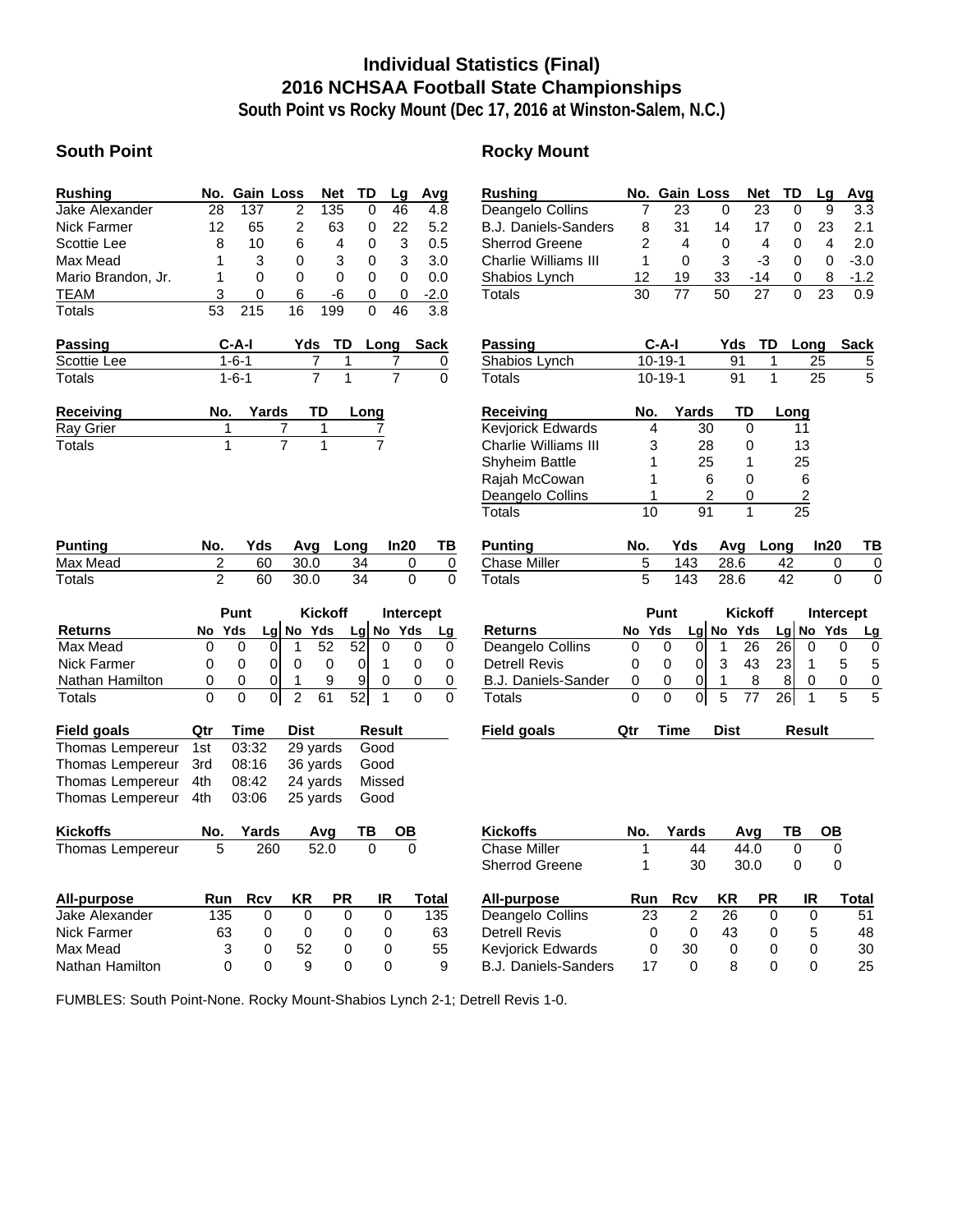# Individual Statistics (Final)
## 2016 NCHSAA Football State Championships
### South Point vs Rocky Mount (Dec 17, 2016 at Winston-Salem, N.C.)

## South Point

| Rushing | No. | Gain | Loss | Net | TD | Lg | Avg |
|---|---|---|---|---|---|---|---|
| Jake Alexander | 28 | 137 | 2 | 135 | 0 | 46 | 4.8 |
| Nick Farmer | 12 | 65 | 2 | 63 | 0 | 22 | 5.2 |
| Scottie Lee | 8 | 10 | 6 | 4 | 0 | 3 | 0.5 |
| Max Mead | 1 | 3 | 0 | 3 | 0 | 3 | 3.0 |
| Mario Brandon, Jr. | 1 | 0 | 0 | 0 | 0 | 0 | 0.0 |
| TEAM | 3 | 0 | 6 | -6 | 0 | 0 | -2.0 |
| Totals | 53 | 215 | 16 | 199 | 0 | 46 | 3.8 |

| Passing | C-A-I | Yds | TD | Long | Sack |
|---|---|---|---|---|---|
| Scottie Lee | 1-6-1 | 7 | 1 | 7 | 0 |
| Totals | 1-6-1 | 7 | 1 | 7 | 0 |

| Receiving | No. | Yards | TD | Long |
|---|---|---|---|---|
| Ray Grier | 1 | 7 | 1 | 7 |
| Totals | 1 | 7 | 1 | 7 |

| Punting | No. | Yds | Avg | Long | In20 | TB |
|---|---|---|---|---|---|---|
| Max Mead | 2 | 60 | 30.0 | 34 | 0 | 0 |
| Totals | 2 | 60 | 30.0 | 34 | 0 | 0 |

| | Punt | | | Kickoff | | | Intercept | | |
|---|---|---|---|---|---|---|---|---|---|
| Returns | No | Yds | Lg | No | Yds | Lg | No | Yds | Lg |
| Max Mead | 0 | 0 | 0 | 1 | 52 | 52 | 0 | 0 | 0 |
| Nick Farmer | 0 | 0 | 0 | 0 | 0 | 0 | 1 | 0 | 0 |
| Nathan Hamilton | 0 | 0 | 0 | 1 | 9 | 9 | 0 | 0 | 0 |
| Totals | 0 | 0 | 0 | 2 | 61 | 52 | 1 | 0 | 0 |

| Field goals | Qtr | Time | Dist | Result |
|---|---|---|---|---|
| Thomas Lempereur | 1st | 03:32 | 29 yards | Good |
| Thomas Lempereur | 3rd | 08:16 | 36 yards | Good |
| Thomas Lempereur | 4th | 08:42 | 24 yards | Missed |
| Thomas Lempereur | 4th | 03:06 | 25 yards | Good |

| Kickoffs | No. | Yards | Avg | TB | OB |
|---|---|---|---|---|---|
| Thomas Lempereur | 5 | 260 | 52.0 | 0 | 0 |

| All-purpose | Run | Rcv | KR | PR | IR | Total |
|---|---|---|---|---|---|---|
| Jake Alexander | 135 | 0 | 0 | 0 | 0 | 135 |
| Nick Farmer | 63 | 0 | 0 | 0 | 0 | 63 |
| Max Mead | 3 | 0 | 52 | 0 | 0 | 55 |
| Nathan Hamilton | 0 | 0 | 9 | 0 | 0 | 9 |

## Rocky Mount

| Rushing | No. | Gain | Loss | Net | TD | Lg | Avg |
|---|---|---|---|---|---|---|---|
| Deangelo Collins | 7 | 23 | 0 | 23 | 0 | 9 | 3.3 |
| B.J. Daniels-Sanders | 8 | 31 | 14 | 17 | 0 | 23 | 2.1 |
| Sherrod Greene | 2 | 4 | 0 | 4 | 0 | 4 | 2.0 |
| Charlie Williams III | 1 | 0 | 3 | -3 | 0 | 0 | -3.0 |
| Shabios Lynch | 12 | 19 | 33 | -14 | 0 | 8 | -1.2 |
| Totals | 30 | 77 | 50 | 27 | 0 | 23 | 0.9 |

| Passing | C-A-I | Yds | TD | Long | Sack |
|---|---|---|---|---|---|
| Shabios Lynch | 10-19-1 | 91 | 1 | 25 | 5 |
| Totals | 10-19-1 | 91 | 1 | 25 | 5 |

| Receiving | No. | Yards | TD | Long |
|---|---|---|---|---|
| Kevjorick Edwards | 4 | 30 | 0 | 11 |
| Charlie Williams III | 3 | 28 | 0 | 13 |
| Shyheim Battle | 1 | 25 | 1 | 25 |
| Rajah McCowan | 1 | 6 | 0 | 6 |
| Deangelo Collins | 1 | 2 | 0 | 2 |
| Totals | 10 | 91 | 1 | 25 |

| Punting | No. | Yds | Avg | Long | In20 | TB |
|---|---|---|---|---|---|---|
| Chase Miller | 5 | 143 | 28.6 | 42 | 0 | 0 |
| Totals | 5 | 143 | 28.6 | 42 | 0 | 0 |

| | Punt | | | Kickoff | | | Intercept | | |
|---|---|---|---|---|---|---|---|---|---|
| Returns | No | Yds | Lg | No | Yds | Lg | No | Yds | Lg |
| Deangelo Collins | 0 | 0 | 0 | 1 | 26 | 26 | 0 | 0 | 0 |
| Detrell Revis | 0 | 0 | 0 | 3 | 43 | 23 | 1 | 5 | 5 |
| B.J. Daniels-Sander | 0 | 0 | 0 | 1 | 8 | 8 | 0 | 0 | 0 |
| Totals | 0 | 0 | 0 | 5 | 77 | 26 | 1 | 5 | 5 |

| Field goals | Qtr | Time | Dist | Result |
|---|---|---|---|---|

| Kickoffs | No. | Yards | Avg | TB | OB |
|---|---|---|---|---|---|
| Chase Miller | 1 | 44 | 44.0 | 0 | 0 |
| Sherrod Greene | 1 | 30 | 30.0 | 0 | 0 |

| All-purpose | Run | Rcv | KR | PR | IR | Total |
|---|---|---|---|---|---|---|
| Deangelo Collins | 23 | 2 | 26 | 0 | 0 | 51 |
| Detrell Revis | 0 | 0 | 43 | 0 | 5 | 48 |
| Kevjorick Edwards | 0 | 30 | 0 | 0 | 0 | 30 |
| B.J. Daniels-Sanders | 17 | 0 | 8 | 0 | 0 | 25 |

FUMBLES: South Point-None. Rocky Mount-Shabios Lynch 2-1; Detrell Revis 1-0.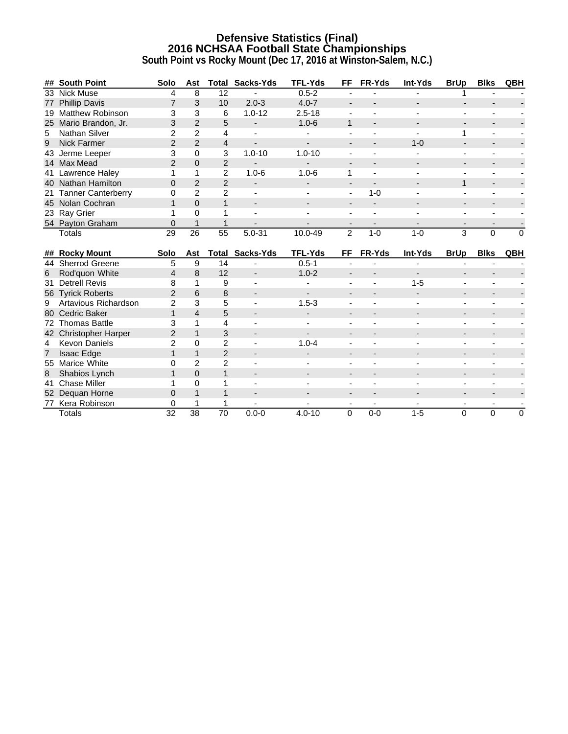# Defensive Statistics (Final)
## 2016 NCHSAA Football State Championships
### South Point vs Rocky Mount (Dec 17, 2016 at Winston-Salem, N.C.)

| ## | South Point | Solo | Ast | Total | Sacks-Yds | TFL-Yds | FF | FR-Yds | Int-Yds | BrUp | Blks | QBH |
|---|---|---|---|---|---|---|---|---|---|---|---|---|
| 33 | Nick Muse | 4 | 8 | 12 | - | 0.5-2 | - | - | - | 1 | - | - |
| 77 | Phillip Davis | 7 | 3 | 10 | 2.0-3 | 4.0-7 | - | - | - | - | - | - |
| 19 | Matthew Robinson | 3 | 3 | 6 | 1.0-12 | 2.5-18 | - | - | - | - | - | - |
| 25 | Mario Brandon, Jr. | 3 | 2 | 5 | - | 1.0-6 | 1 | - | - | - | - | - |
| 5 | Nathan Silver | 2 | 2 | 4 | - | - | - | - | - | 1 | - | - |
| 9 | Nick Farmer | 2 | 2 | 4 | - | - | - | - | 1-0 | - | - | - |
| 43 | Jerme Leeper | 3 | 0 | 3 | 1.0-10 | 1.0-10 | - | - | - | - | - | - |
| 14 | Max Mead | 2 | 0 | 2 | - | - | - | - | - | - | - | - |
| 41 | Lawrence Haley | 1 | 1 | 2 | 1.0-6 | 1.0-6 | 1 | - | - | - | - | - |
| 40 | Nathan Hamilton | 0 | 2 | 2 | - | - | - | - | - | 1 | - | - |
| 21 | Tanner Canterberry | 0 | 2 | 2 | - | - | - | 1-0 | - | - | - | - |
| 45 | Nolan Cochran | 1 | 0 | 1 | - | - | - | - | - | - | - | - |
| 23 | Ray Grier | 1 | 0 | 1 | - | - | - | - | - | - | - | - |
| 54 | Payton Graham | 0 | 1 | 1 | - | - | - | - | - | - | - | - |
| | Totals | 29 | 26 | 55 | 5.0-31 | 10.0-49 | 2 | 1-0 | 1-0 | 3 | 0 | 0 |

| ## | Rocky Mount | Solo | Ast | Total | Sacks-Yds | TFL-Yds | FF | FR-Yds | Int-Yds | BrUp | Blks | QBH |
|---|---|---|---|---|---|---|---|---|---|---|---|---|
| 44 | Sherrod Greene | 5 | 9 | 14 | - | 0.5-1 | - | - | - | - | - | - |
| 6 | Rod'quon White | 4 | 8 | 12 | - | 1.0-2 | - | - | - | - | - | - |
| 31 | Detrell Revis | 8 | 1 | 9 | - | - | - | - | 1-5 | - | - | - |
| 56 | Tyrick Roberts | 2 | 6 | 8 | - | - | - | - | - | - | - | - |
| 9 | Artavious Richardson | 2 | 3 | 5 | - | 1.5-3 | - | - | - | - | - | - |
| 80 | Cedric Baker | 1 | 4 | 5 | - | - | - | - | - | - | - | - |
| 72 | Thomas Battle | 3 | 1 | 4 | - | - | - | - | - | - | - | - |
| 42 | Christopher Harper | 2 | 1 | 3 | - | - | - | - | - | - | - | - |
| 4 | Kevon Daniels | 2 | 0 | 2 | - | 1.0-4 | - | - | - | - | - | - |
| 7 | Isaac Edge | 1 | 1 | 2 | - | - | - | - | - | - | - | - |
| 55 | Marice White | 0 | 2 | 2 | - | - | - | - | - | - | - | - |
| 8 | Shabios Lynch | 1 | 0 | 1 | - | - | - | - | - | - | - | - |
| 41 | Chase Miller | 1 | 0 | 1 | - | - | - | - | - | - | - | - |
| 52 | Dequan Horne | 0 | 1 | 1 | - | - | - | - | - | - | - | - |
| 77 | Kera Robinson | 0 | 1 | 1 | - | - | - | - | - | - | - | - |
| | Totals | 32 | 38 | 70 | 0.0-0 | 4.0-10 | 0 | 0-0 | 1-5 | 0 | 0 | 0 |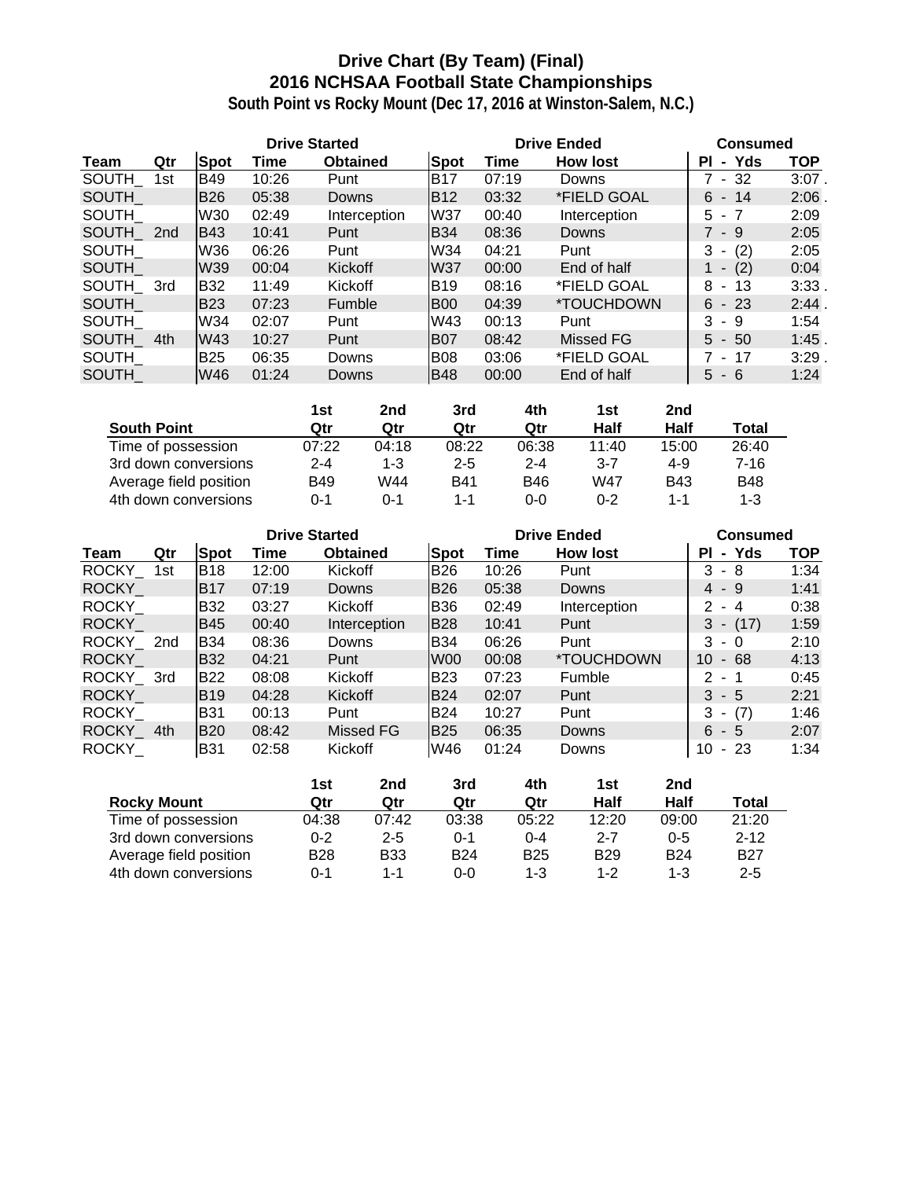# Drive Chart (By Team) (Final)
## 2016 NCHSAA Football State Championships
### South Point vs Rocky Mount (Dec 17, 2016 at Winston-Salem, N.C.)

| | | Drive Started | | | Drive Ended | | | Consumed | |
|---|---|---|---|---|---|---|---|---|---|
| **Team** | **Qtr** | **Spot** | **Time** | **Obtained** | **Spot** | **Time** | **How lost** | **Pl - Yds** | **TOP** |
| SOUTH_ | 1st | B49 | 10:26 | Punt | B17 | 07:19 | Downs | 7 - 32 | 3:07 . |
| SOUTH_ | | B26 | 05:38 | Downs | B12 | 03:32 | *FIELD GOAL | 6 - 14 | 2:06 . |
| SOUTH_ | | W30 | 02:49 | Interception | W37 | 00:40 | Interception | 5 - 7 | 2:09 |
| SOUTH_ | 2nd | B43 | 10:41 | Punt | B34 | 08:36 | Downs | 7 - 9 | 2:05 |
| SOUTH_ | | W36 | 06:26 | Punt | W34 | 04:21 | Punt | 3 - (2) | 2:05 |
| SOUTH_ | | W39 | 00:04 | Kickoff | W37 | 00:00 | End of half | 1 - (2) | 0:04 |
| SOUTH_ | 3rd | B32 | 11:49 | Kickoff | B19 | 08:16 | *FIELD GOAL | 8 - 13 | 3:33 . |
| SOUTH_ | | B23 | 07:23 | Fumble | B00 | 04:39 | *TOUCHDOWN | 6 - 23 | 2:44 . |
| SOUTH_ | | W34 | 02:07 | Punt | W43 | 00:13 | Punt | 3 - 9 | 1:54 |
| SOUTH_ | 4th | W43 | 10:27 | Punt | B07 | 08:42 | Missed FG | 5 - 50 | 1:45 . |
| SOUTH_ | | B25 | 06:35 | Downs | B08 | 03:06 | *FIELD GOAL | 7 - 17 | 3:29 . |
| SOUTH_ | | W46 | 01:24 | Downs | B48 | 00:00 | End of half | 5 - 6 | 1:24 |

| South Point | 1st Qtr | 2nd Qtr | 3rd Qtr | 4th Qtr | 1st Half | 2nd Half | Total |
|---|---|---|---|---|---|---|---|
| Time of possession | 07:22 | 04:18 | 08:22 | 06:38 | 11:40 | 15:00 | 26:40 |
| 3rd down conversions | 2-4 | 1-3 | 2-5 | 2-4 | 3-7 | 4-9 | 7-16 |
| Average field position | B49 | W44 | B41 | B46 | W47 | B43 | B48 |
| 4th down conversions | 0-1 | 0-1 | 1-1 | 0-0 | 0-2 | 1-1 | 1-3 |

| | | Drive Started | | | Drive Ended | | | Consumed | |
|---|---|---|---|---|---|---|---|---|---|
| **Team** | **Qtr** | **Spot** | **Time** | **Obtained** | **Spot** | **Time** | **How lost** | **Pl - Yds** | **TOP** |
| ROCKY_ | 1st | B18 | 12:00 | Kickoff | B26 | 10:26 | Punt | 3 - 8 | 1:34 |
| ROCKY_ | | B17 | 07:19 | Downs | B26 | 05:38 | Downs | 4 - 9 | 1:41 |
| ROCKY_ | | B32 | 03:27 | Kickoff | B36 | 02:49 | Interception | 2 - 4 | 0:38 |
| ROCKY_ | | B45 | 00:40 | Interception | B28 | 10:41 | Punt | 3 - (17) | 1:59 |
| ROCKY_ | 2nd | B34 | 08:36 | Downs | B34 | 06:26 | Punt | 3 - 0 | 2:10 |
| ROCKY_ | | B32 | 04:21 | Punt | W00 | 00:08 | *TOUCHDOWN | 10 - 68 | 4:13 |
| ROCKY_ | 3rd | B22 | 08:08 | Kickoff | B23 | 07:23 | Fumble | 2 - 1 | 0:45 |
| ROCKY_ | | B19 | 04:28 | Kickoff | B24 | 02:07 | Punt | 3 - 5 | 2:21 |
| ROCKY_ | | B31 | 00:13 | Punt | B24 | 10:27 | Punt | 3 - (7) | 1:46 |
| ROCKY_ | 4th | B20 | 08:42 | Missed FG | B25 | 06:35 | Downs | 6 - 5 | 2:07 |
| ROCKY_ | | B31 | 02:58 | Kickoff | W46 | 01:24 | Downs | 10 - 23 | 1:34 |

| Rocky Mount | 1st Qtr | 2nd Qtr | 3rd Qtr | 4th Qtr | 1st Half | 2nd Half | Total |
|---|---|---|---|---|---|---|---|
| Time of possession | 04:38 | 07:42 | 03:38 | 05:22 | 12:20 | 09:00 | 21:20 |
| 3rd down conversions | 0-2 | 2-5 | 0-1 | 0-4 | 2-7 | 0-5 | 2-12 |
| Average field position | B28 | B33 | B24 | B25 | B29 | B24 | B27 |
| 4th down conversions | 0-1 | 1-1 | 0-0 | 1-3 | 1-2 | 1-3 | 2-5 |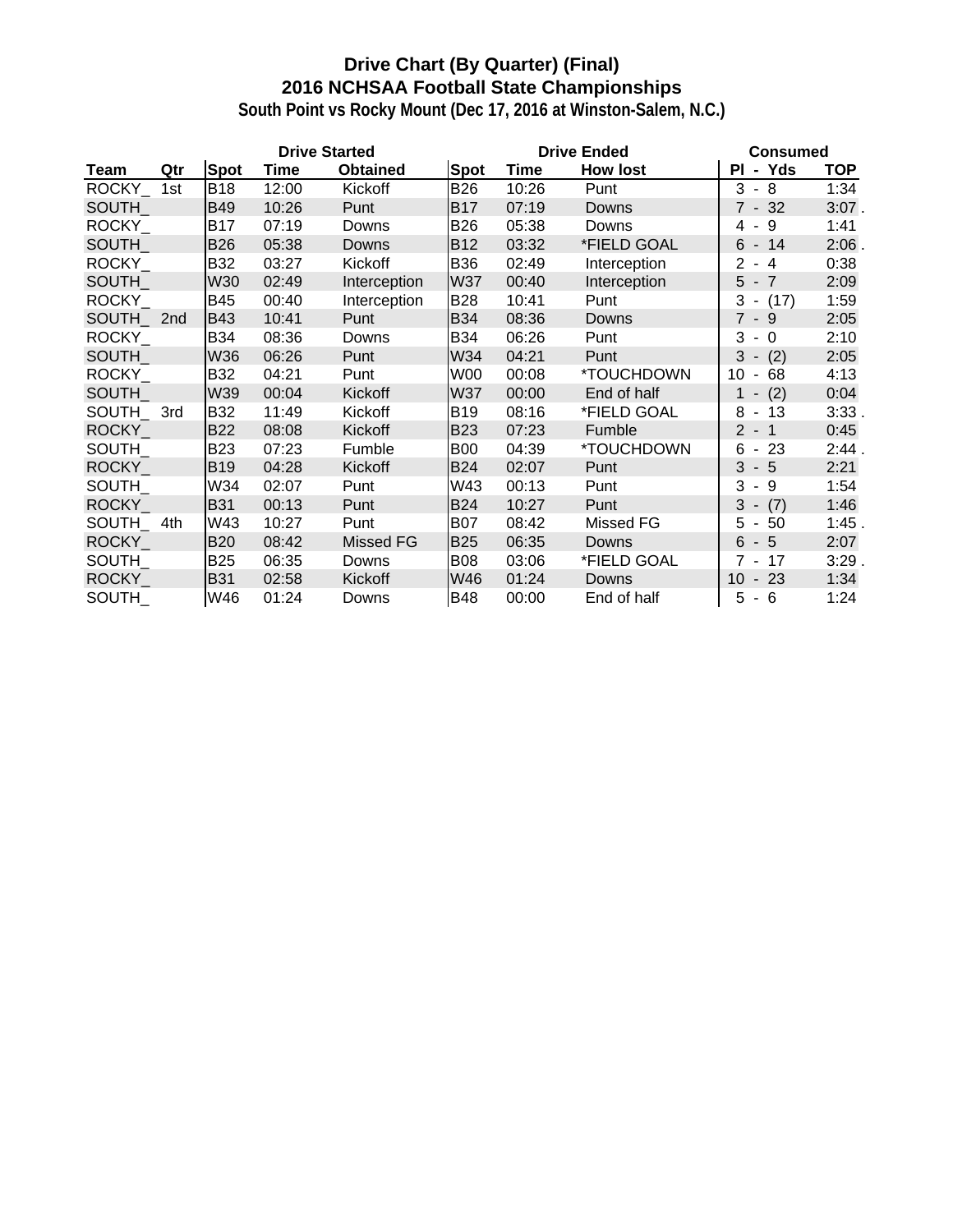# Drive Chart (By Quarter) (Final)
## 2016 NCHSAA Football State Championships
### South Point vs Rocky Mount (Dec 17, 2016 at Winston-Salem, N.C.)

| | | Drive Started | | | Drive Ended | | | Consumed | |
|---|---|---|---|---|---|---|---|---|---|
| **Team** | **Qtr** | **Spot** | **Time** | **Obtained** | **Spot** | **Time** | **How lost** | **Pl - Yds** | **TOP** |
| ROCKY_ | 1st | B18 | 12:00 | Kickoff | B26 | 10:26 | Punt | 3 - 8 | 1:34 |
| SOUTH_ | | B49 | 10:26 | Punt | B17 | 07:19 | Downs | 7 - 32 | 3:07 . |
| ROCKY_ | | B17 | 07:19 | Downs | B26 | 05:38 | Downs | 4 - 9 | 1:41 |
| SOUTH_ | | B26 | 05:38 | Downs | B12 | 03:32 | *FIELD GOAL | 6 - 14 | 2:06 . |
| ROCKY_ | | B32 | 03:27 | Kickoff | B36 | 02:49 | Interception | 2 - 4 | 0:38 |
| SOUTH_ | | W30 | 02:49 | Interception | W37 | 00:40 | Interception | 5 - 7 | 2:09 |
| ROCKY_ | | B45 | 00:40 | Interception | B28 | 10:41 | Punt | 3 - (17) | 1:59 |
| SOUTH_ | 2nd | B43 | 10:41 | Punt | B34 | 08:36 | Downs | 7 - 9 | 2:05 |
| ROCKY_ | | B34 | 08:36 | Downs | B34 | 06:26 | Punt | 3 - 0 | 2:10 |
| SOUTH_ | | W36 | 06:26 | Punt | W34 | 04:21 | Punt | 3 - (2) | 2:05 |
| ROCKY_ | | B32 | 04:21 | Punt | W00 | 00:08 | *TOUCHDOWN | 10 - 68 | 4:13 |
| SOUTH_ | | W39 | 00:04 | Kickoff | W37 | 00:00 | End of half | 1 - (2) | 0:04 |
| SOUTH_ | 3rd | B32 | 11:49 | Kickoff | B19 | 08:16 | *FIELD GOAL | 8 - 13 | 3:33 . |
| ROCKY_ | | B22 | 08:08 | Kickoff | B23 | 07:23 | Fumble | 2 - 1 | 0:45 |
| SOUTH_ | | B23 | 07:23 | Fumble | B00 | 04:39 | *TOUCHDOWN | 6 - 23 | 2:44 . |
| ROCKY_ | | B19 | 04:28 | Kickoff | B24 | 02:07 | Punt | 3 - 5 | 2:21 |
| SOUTH_ | | W34 | 02:07 | Punt | W43 | 00:13 | Punt | 3 - 9 | 1:54 |
| ROCKY_ | | B31 | 00:13 | Punt | B24 | 10:27 | Punt | 3 - (7) | 1:46 |
| SOUTH_ | 4th | W43 | 10:27 | Punt | B07 | 08:42 | Missed FG | 5 - 50 | 1:45 . |
| ROCKY_ | | B20 | 08:42 | Missed FG | B25 | 06:35 | Downs | 6 - 5 | 2:07 |
| SOUTH_ | | B25 | 06:35 | Downs | B08 | 03:06 | *FIELD GOAL | 7 - 17 | 3:29 . |
| ROCKY_ | | B31 | 02:58 | Kickoff | W46 | 01:24 | Downs | 10 - 23 | 1:34 |
| SOUTH_ | | W46 | 01:24 | Downs | B48 | 00:00 | End of half | 5 - 6 | 1:24 |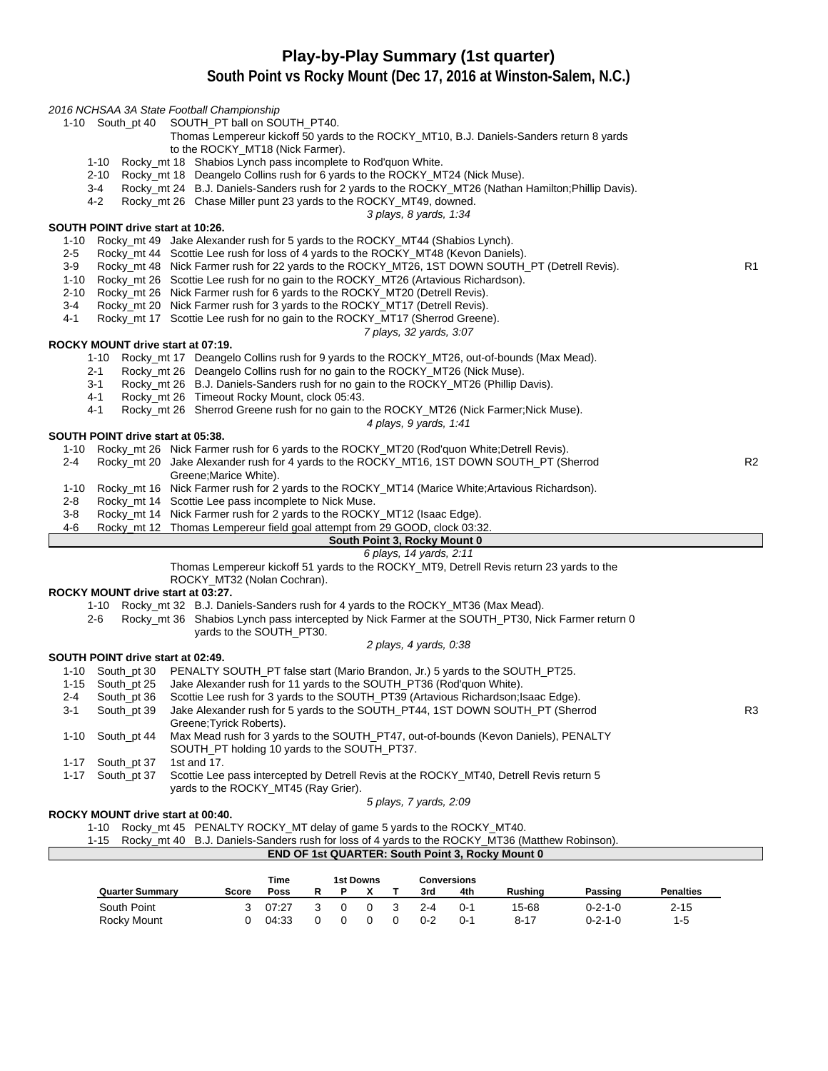# Play-by-Play Summary (1st quarter)

## South Point vs Rocky Mount (Dec 17, 2016 at Winston-Salem, N.C.)

*2016 NCHSAA 3A State Football Championship*

1-10 South_pt 40 SOUTH_PT ball on SOUTH_PT40.

Thomas Lempereur kickoff 50 yards to the ROCKY_MT10, B.J. Daniels-Sanders return 8 yards to the ROCKY_MT18 (Nick Farmer).

- 1-10 Rocky_mt 18 Shabios Lynch pass incomplete to Rod'quon White.
- 2-10 Rocky_mt 18 Deangelo Collins rush for 6 yards to the ROCKY_MT24 (Nick Muse).
- 3-4 Rocky_mt 24 B.J. Daniels-Sanders rush for 2 yards to the ROCKY_MT26 (Nathan Hamilton;Phillip Davis).
- 4-2 Rocky_mt 26 Chase Miller punt 23 yards to the ROCKY_MT49, downed.

*3 plays, 8 yards, 1:34*

**SOUTH POINT drive start at 10:26.**

- 1-10 Rocky_mt 49 Jake Alexander rush for 5 yards to the ROCKY_MT44 (Shabios Lynch).
- 2-5 Rocky_mt 44 Scottie Lee rush for loss of 4 yards to the ROCKY_MT48 (Kevon Daniels).
- 3-9 Rocky_mt 48 Nick Farmer rush for 22 yards to the ROCKY_MT26, 1ST DOWN SOUTH_PT (Detrell Revis). R1
- 1-10 Rocky_mt 26 Scottie Lee rush for no gain to the ROCKY_MT26 (Artavious Richardson).
- 2-10 Rocky_mt 26 Nick Farmer rush for 6 yards to the ROCKY_MT20 (Detrell Revis).
- 3-4 Rocky_mt 20 Nick Farmer rush for 3 yards to the ROCKY_MT17 (Detrell Revis).
- 4-1 Rocky_mt 17 Scottie Lee rush for no gain to the ROCKY_MT17 (Sherrod Greene).

*7 plays, 32 yards, 3:07*

**ROCKY MOUNT drive start at 07:19.**

- 1-10 Rocky_mt 17 Deangelo Collins rush for 9 yards to the ROCKY_MT26, out-of-bounds (Max Mead).
- 2-1 Rocky_mt 26 Deangelo Collins rush for no gain to the ROCKY_MT26 (Nick Muse).
- 3-1 Rocky_mt 26 B.J. Daniels-Sanders rush for no gain to the ROCKY_MT26 (Phillip Davis).
- 4-1 Rocky_mt 26 Timeout Rocky Mount, clock 05:43.
- 4-1 Rocky_mt 26 Sherrod Greene rush for no gain to the ROCKY_MT26 (Nick Farmer;Nick Muse).

*4 plays, 9 yards, 1:41*

**SOUTH POINT drive start at 05:38.**

- 1-10 Rocky_mt 26 Nick Farmer rush for 6 yards to the ROCKY_MT20 (Rod'quon White;Detrell Revis).
- 2-4 Rocky_mt 20 Jake Alexander rush for 4 yards to the ROCKY_MT16, 1ST DOWN SOUTH_PT (Sherrod Greene;Marice White). R2
- 1-10 Rocky_mt 16 Nick Farmer rush for 2 yards to the ROCKY_MT14 (Marice White;Artavious Richardson).
- 2-8 Rocky_mt 14 Scottie Lee pass incomplete to Nick Muse.
- 3-8 Rocky_mt 14 Nick Farmer rush for 2 yards to the ROCKY_MT12 (Isaac Edge).
- 4-6 Rocky_mt 12 Thomas Lempereur field goal attempt from 29 GOOD, clock 03:32.

**South Point 3, Rocky Mount 0**

*6 plays, 14 yards, 2:11*

Thomas Lempereur kickoff 51 yards to the ROCKY_MT9, Detrell Revis return 23 yards to the ROCKY_MT32 (Nolan Cochran).

**ROCKY MOUNT drive start at 03:27.**

- 1-10 Rocky_mt 32 B.J. Daniels-Sanders rush for 4 yards to the ROCKY_MT36 (Max Mead).
- 2-6 Rocky_mt 36 Shabios Lynch pass intercepted by Nick Farmer at the SOUTH_PT30, Nick Farmer return 0 yards to the SOUTH_PT30.

*2 plays, 4 yards, 0:38*

**SOUTH POINT drive start at 02:49.**

- 1-10 South_pt 30 PENALTY SOUTH_PT false start (Mario Brandon, Jr.) 5 yards to the SOUTH_PT25.
- 1-15 South_pt 25 Jake Alexander rush for 11 yards to the SOUTH_PT36 (Rod'quon White).
- 2-4 South_pt 36 Scottie Lee rush for 3 yards to the SOUTH_PT39 (Artavious Richardson;Isaac Edge).
- 3-1 South_pt 39 Jake Alexander rush for 5 yards to the SOUTH_PT44, 1ST DOWN SOUTH_PT (Sherrod Greene;Tyrick Roberts). R3
- 1-10 South_pt 44 Max Mead rush for 3 yards to the SOUTH_PT47, out-of-bounds (Kevon Daniels), PENALTY SOUTH_PT holding 10 yards to the SOUTH_PT37.
- 1-17 South_pt 37 1st and 17.
- 1-17 South_pt 37 Scottie Lee pass intercepted by Detrell Revis at the ROCKY_MT40, Detrell Revis return 5 yards to the ROCKY_MT45 (Ray Grier).

*5 plays, 7 yards, 2:09*

**ROCKY MOUNT drive start at 00:40.**

- 1-10 Rocky_mt 45 PENALTY ROCKY_MT delay of game 5 yards to the ROCKY_MT40.
- 1-15 Rocky_mt 40 B.J. Daniels-Sanders rush for loss of 4 yards to the ROCKY_MT36 (Matthew Robinson).

**END OF 1st QUARTER: South Point 3, Rocky Mount 0**

| Quarter Summary | Score | Time Poss | 1st Downs R | P | X | T | Conversions 3rd | 4th | Rushing | Passing | Penalties |
|---|---|---|---|---|---|---|---|---|---|---|---|
| South Point | 3 | 07:27 | 3 | 0 | 0 | 3 | 2-4 | 0-1 | 15-68 | 0-2-1-0 | 2-15 |
| Rocky Mount | 0 | 04:33 | 0 | 0 | 0 | 0 | 0-2 | 0-1 | 8-17 | 0-2-1-0 | 1-5 |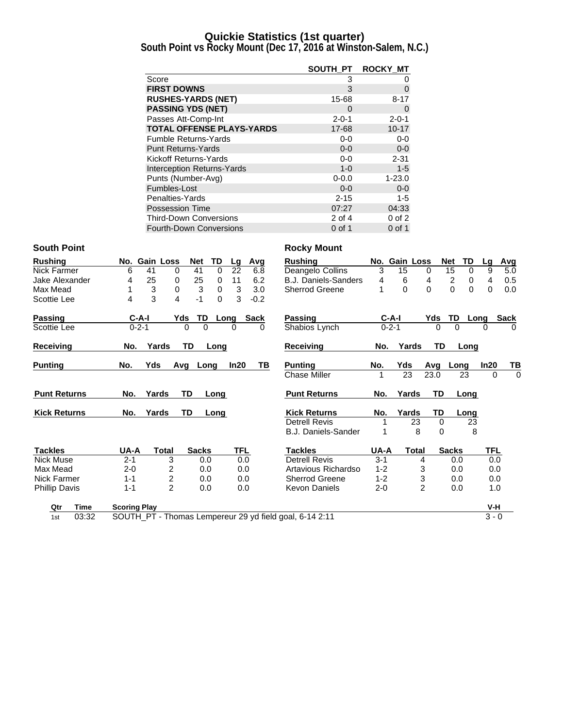# Quickie Statistics (1st quarter)
## South Point vs Rocky Mount (Dec 17, 2016 at Winston-Salem, N.C.)

| | SOUTH_PT | ROCKY_MT |
|---|---|---|
| Score | 3 | 0 |
| **FIRST DOWNS** | 3 | 0 |
| **RUSHES-YARDS (NET)** | 15-68 | 8-17 |
| **PASSING YDS (NET)** | 0 | 0 |
| Passes Att-Comp-Int | 2-0-1 | 2-0-1 |
| **TOTAL OFFENSE PLAYS-YARDS** | 17-68 | 10-17 |
| Fumble Returns-Yards | 0-0 | 0-0 |
| Punt Returns-Yards | 0-0 | 0-0 |
| Kickoff Returns-Yards | 0-0 | 2-31 |
| Interception Returns-Yards | 1-0 | 1-5 |
| Punts (Number-Avg) | 0-0.0 | 1-23.0 |
| Fumbles-Lost | 0-0 | 0-0 |
| Penalties-Yards | 2-15 | 1-5 |
| Possession Time | 07:27 | 04:33 |
| Third-Down Conversions | 2 of 4 | 0 of 2 |
| Fourth-Down Conversions | 0 of 1 | 0 of 1 |

### South Point

| Rushing | No. | Gain | Loss | Net | TD | Lg | Avg |
|---|---|---|---|---|---|---|---|
| Nick Farmer | 6 | 41 | 0 | 41 | 0 | 22 | 6.8 |
| Jake Alexander | 4 | 25 | 0 | 25 | 0 | 11 | 6.2 |
| Max Mead | 1 | 3 | 0 | 3 | 0 | 3 | 3.0 |
| Scottie Lee | 4 | 3 | 4 | -1 | 0 | 3 | -0.2 |

| Passing | C-A-I | Yds | TD | Long | Sack |
|---|---|---|---|---|---|
| Scottie Lee | 0-2-1 | 0 | 0 | 0 | 0 |

| Receiving | No. | Yards | TD | Long |
|---|---|---|---|---|

| Punting | No. | Yds | Avg | Long | In20 | TB |
|---|---|---|---|---|---|---|

| Punt Returns | No. | Yards | TD | Long |
|---|---|---|---|---|

| Kick Returns | No. | Yards | TD | Long |
|---|---|---|---|---|

| Tackles | UA-A | Total | Sacks | TFL |
|---|---|---|---|---|
| Nick Muse | 2-1 | 3 | 0.0 | 0.0 |
| Max Mead | 2-0 | 2 | 0.0 | 0.0 |
| Nick Farmer | 1-1 | 2 | 0.0 | 0.0 |
| Phillip Davis | 1-1 | 2 | 0.0 | 0.0 |

### Rocky Mount

| Rushing | No. | Gain | Loss | Net | TD | Lg | Avg |
|---|---|---|---|---|---|---|---|
| Deangelo Collins | 3 | 15 | 0 | 15 | 0 | 9 | 5.0 |
| B.J. Daniels-Sanders | 4 | 6 | 4 | 2 | 0 | 4 | 0.5 |
| Sherrod Greene | 1 | 0 | 0 | 0 | 0 | 0 | 0.0 |

| Passing | C-A-I | Yds | TD | Long | Sack |
|---|---|---|---|---|---|
| Shabios Lynch | 0-2-1 | 0 | 0 | 0 | 0 |

| Receiving | No. | Yards | TD | Long |
|---|---|---|---|---|

| Punting | No. | Yds | Avg | Long | In20 | TB |
|---|---|---|---|---|---|---|
| Chase Miller | 1 | 23 | 23.0 | 23 | 0 | 0 |

| Punt Returns | No. | Yards | TD | Long |
|---|---|---|---|---|

| Kick Returns | No. | Yards | TD | Long |
|---|---|---|---|---|
| Detrell Revis | 1 | 23 | 0 | 23 |
| B.J. Daniels-Sander | 1 | 8 | 0 | 8 |

| Tackles | UA-A | Total | Sacks | TFL |
|---|---|---|---|---|
| Detrell Revis | 3-1 | 4 | 0.0 | 0.0 |
| Artavious Richardso | 1-2 | 3 | 0.0 | 0.0 |
| Sherrod Greene | 1-2 | 3 | 0.0 | 0.0 |
| Kevon Daniels | 2-0 | 2 | 0.0 | 1.0 |

| Qtr | Time | Scoring Play | V-H |
|---|---|---|---|
| 1st | 03:32 | SOUTH_PT - Thomas Lempereur 29 yd field goal, 6-14 2:11 | 3 - 0 |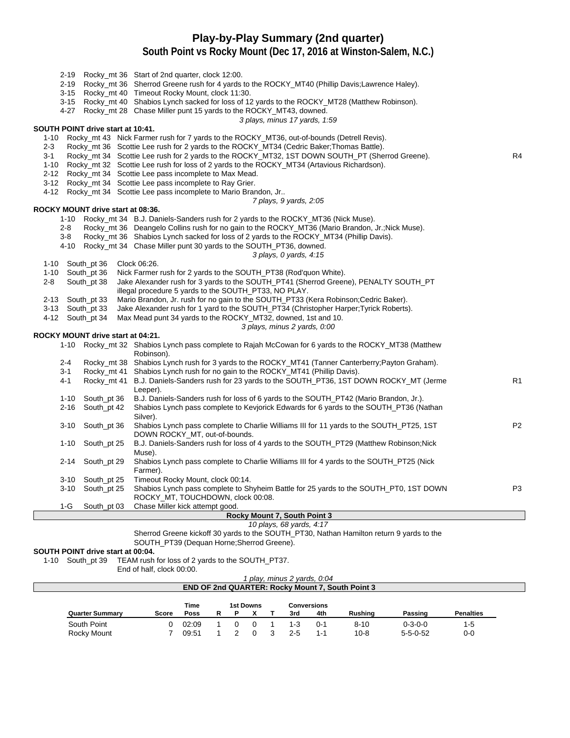# Play-by-Play Summary (2nd quarter)

## South Point vs Rocky Mount (Dec 17, 2016 at Winston-Salem, N.C.)

| Down | Spot | Play | |
|---|---|---|---|
| 2-19 | Rocky_mt 36 | Start of 2nd quarter, clock 12:00. | |
| 2-19 | Rocky_mt 36 | Sherrod Greene rush for 4 yards to the ROCKY_MT40 (Phillip Davis;Lawrence Haley). | |
| 3-15 | Rocky_mt 40 | Timeout Rocky Mount, clock 11:30. | |
| 3-15 | Rocky_mt 40 | Shabios Lynch sacked for loss of 12 yards to the ROCKY_MT28 (Matthew Robinson). | |
| 4-27 | Rocky_mt 28 | Chase Miller punt 15 yards to the ROCKY_MT43, downed. | |

*3 plays, minus 17 yards, 1:59*

**SOUTH POINT drive start at 10:41.**

| Down | Spot | Play | |
|---|---|---|---|
| 1-10 | Rocky_mt 43 | Nick Farmer rush for 7 yards to the ROCKY_MT36, out-of-bounds (Detrell Revis). | |
| 2-3 | Rocky_mt 36 | Scottie Lee rush for 2 yards to the ROCKY_MT34 (Cedric Baker;Thomas Battle). | |
| 3-1 | Rocky_mt 34 | Scottie Lee rush for 2 yards to the ROCKY_MT32, 1ST DOWN SOUTH_PT (Sherrod Greene). | R4 |
| 1-10 | Rocky_mt 32 | Scottie Lee rush for loss of 2 yards to the ROCKY_MT34 (Artavious Richardson). | |
| 2-12 | Rocky_mt 34 | Scottie Lee pass incomplete to Max Mead. | |
| 3-12 | Rocky_mt 34 | Scottie Lee pass incomplete to Ray Grier. | |
| 4-12 | Rocky_mt 34 | Scottie Lee pass incomplete to Mario Brandon, Jr.. | |

*7 plays, 9 yards, 2:05*

**ROCKY MOUNT drive start at 08:36.**

| Down | Spot | Play | |
|---|---|---|---|
| 1-10 | Rocky_mt 34 | B.J. Daniels-Sanders rush for 2 yards to the ROCKY_MT36 (Nick Muse). | |
| 2-8 | Rocky_mt 36 | Deangelo Collins rush for no gain to the ROCKY_MT36 (Mario Brandon, Jr.;Nick Muse). | |
| 3-8 | Rocky_mt 36 | Shabios Lynch sacked for loss of 2 yards to the ROCKY_MT34 (Phillip Davis). | |
| 4-10 | Rocky_mt 34 | Chase Miller punt 30 yards to the SOUTH_PT36, downed. | |

*3 plays, 0 yards, 4:15*

| Down | Spot | Play | |
|---|---|---|---|
| 1-10 | South_pt 36 | Clock 06:26. | |
| 1-10 | South_pt 36 | Nick Farmer rush for 2 yards to the SOUTH_PT38 (Rod'quon White). | |
| 2-8 | South_pt 38 | Jake Alexander rush for 3 yards to the SOUTH_PT41 (Sherrod Greene), PENALTY SOUTH_PT illegal procedure 5 yards to the SOUTH_PT33, NO PLAY. | |
| 2-13 | South_pt 33 | Mario Brandon, Jr. rush for no gain to the SOUTH_PT33 (Kera Robinson;Cedric Baker). | |
| 3-13 | South_pt 33 | Jake Alexander rush for 1 yard to the SOUTH_PT34 (Christopher Harper;Tyrick Roberts). | |
| 4-12 | South_pt 34 | Max Mead punt 34 yards to the ROCKY_MT32, downed, 1st and 10. | |

*3 plays, minus 2 yards, 0:00*

**ROCKY MOUNT drive start at 04:21.**

| Down | Spot | Play | |
|---|---|---|---|
| 1-10 | Rocky_mt 32 | Shabios Lynch pass complete to Rajah McCowan for 6 yards to the ROCKY_MT38 (Matthew Robinson). | |
| 2-4 | Rocky_mt 38 | Shabios Lynch rush for 3 yards to the ROCKY_MT41 (Tanner Canterberry;Payton Graham). | |
| 3-1 | Rocky_mt 41 | Shabios Lynch rush for no gain to the ROCKY_MT41 (Phillip Davis). | |
| 4-1 | Rocky_mt 41 | B.J. Daniels-Sanders rush for 23 yards to the SOUTH_PT36, 1ST DOWN ROCKY_MT (Jerme Leeper). | R1 |
| 1-10 | South_pt 36 | B.J. Daniels-Sanders rush for loss of 6 yards to the SOUTH_PT42 (Mario Brandon, Jr.). | |
| 2-16 | South_pt 42 | Shabios Lynch pass complete to Kevjorick Edwards for 6 yards to the SOUTH_PT36 (Nathan Silver). | |
| 3-10 | South_pt 36 | Shabios Lynch pass complete to Charlie Williams III for 11 yards to the SOUTH_PT25, 1ST DOWN ROCKY_MT, out-of-bounds. | P2 |
| 1-10 | South_pt 25 | B.J. Daniels-Sanders rush for loss of 4 yards to the SOUTH_PT29 (Matthew Robinson;Nick Muse). | |
| 2-14 | South_pt 29 | Shabios Lynch pass complete to Charlie Williams III for 4 yards to the SOUTH_PT25 (Nick Farmer). | |
| 3-10 | South_pt 25 | Timeout Rocky Mount, clock 00:14. | |
| 3-10 | South_pt 25 | Shabios Lynch pass complete to Shyheim Battle for 25 yards to the SOUTH_PT0, 1ST DOWN ROCKY_MT, TOUCHDOWN, clock 00:08. | P3 |
| 1-G | South_pt 03 | Chase Miller kick attempt good. | |

**Rocky Mount 7, South Point 3**

*10 plays, 68 yards, 4:17*

Sherrod Greene kickoff 30 yards to the SOUTH_PT30, Nathan Hamilton return 9 yards to the SOUTH_PT39 (Dequan Horne;Sherrod Greene).

**SOUTH POINT drive start at 00:04.**

| Down | Spot | Play |
|---|---|---|
| 1-10 | South_pt 39 | TEAM rush for loss of 2 yards to the SOUTH_PT37. |
| | | End of half, clock 00:00. |

*1 play, minus 2 yards, 0:04*

**END OF 2nd QUARTER: Rocky Mount 7, South Point 3**

| Quarter Summary | Score | Time Poss | 1st Downs R | P | X | T | Conversions 3rd | 4th | Rushing | Passing | Penalties |
|---|---|---|---|---|---|---|---|---|---|---|---|
| South Point | 0 | 02:09 | 1 | 0 | 0 | 1 | 1-3 | 0-1 | 8-10 | 0-3-0-0 | 1-5 |
| Rocky Mount | 7 | 09:51 | 1 | 2 | 0 | 3 | 2-5 | 1-1 | 10-8 | 5-5-0-52 | 0-0 |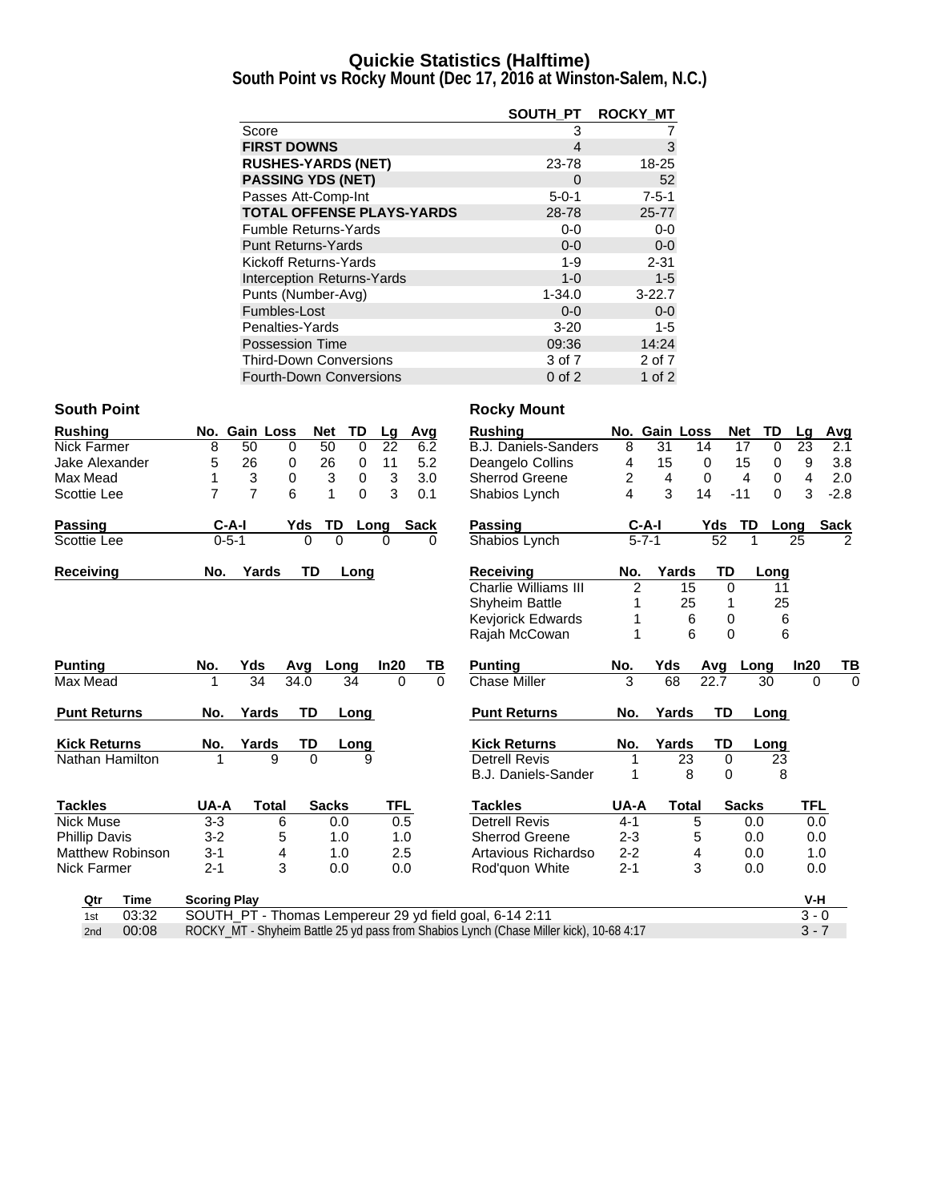# Quickie Statistics (Halftime)

## South Point vs Rocky Mount (Dec 17, 2016 at Winston-Salem, N.C.)

| | SOUTH_PT | ROCKY_MT |
|---|---|---|
| Score | 3 | 7 |
| **FIRST DOWNS** | 4 | 3 |
| **RUSHES-YARDS (NET)** | 23-78 | 18-25 |
| **PASSING YDS (NET)** | 0 | 52 |
| Passes Att-Comp-Int | 5-0-1 | 7-5-1 |
| **TOTAL OFFENSE PLAYS-YARDS** | 28-78 | 25-77 |
| Fumble Returns-Yards | 0-0 | 0-0 |
| Punt Returns-Yards | 0-0 | 0-0 |
| Kickoff Returns-Yards | 1-9 | 2-31 |
| Interception Returns-Yards | 1-0 | 1-5 |
| Punts (Number-Avg) | 1-34.0 | 3-22.7 |
| Fumbles-Lost | 0-0 | 0-0 |
| Penalties-Yards | 3-20 | 1-5 |
| Possession Time | 09:36 | 14:24 |
| Third-Down Conversions | 3 of 7 | 2 of 7 |
| Fourth-Down Conversions | 0 of 2 | 1 of 2 |

### South Point

| Rushing | No. | Gain | Loss | Net | TD | Lg | Avg |
|---|---|---|---|---|---|---|---|
| Nick Farmer | 8 | 50 | 0 | 50 | 0 | 22 | 6.2 |
| Jake Alexander | 5 | 26 | 0 | 26 | 0 | 11 | 5.2 |
| Max Mead | 1 | 3 | 0 | 3 | 0 | 3 | 3.0 |
| Scottie Lee | 7 | 7 | 6 | 1 | 0 | 3 | 0.1 |

| Passing | C-A-I | Yds | TD | Long | Sack |
|---|---|---|---|---|---|
| Scottie Lee | 0-5-1 | 0 | 0 | 0 | 0 |

| Receiving | No. | Yards | TD | Long |
|---|---|---|---|---|

| Punting | No. | Yds | Avg | Long | In20 | TB |
|---|---|---|---|---|---|---|
| Max Mead | 1 | 34 | 34.0 | 34 | 0 | 0 |

| Punt Returns | No. | Yards | TD | Long |
|---|---|---|---|---|

| Kick Returns | No. | Yards | TD | Long |
|---|---|---|---|---|
| Nathan Hamilton | 1 | 9 | 0 | 9 |

| Tackles | UA-A | Total | Sacks | TFL |
|---|---|---|---|---|
| Nick Muse | 3-3 | 6 | 0.0 | 0.5 |
| Phillip Davis | 3-2 | 5 | 1.0 | 1.0 |
| Matthew Robinson | 3-1 | 4 | 1.0 | 2.5 |
| Nick Farmer | 2-1 | 3 | 0.0 | 0.0 |

### Rocky Mount

| Rushing | No. | Gain | Loss | Net | TD | Lg | Avg |
|---|---|---|---|---|---|---|---|
| B.J. Daniels-Sanders | 8 | 31 | 14 | 17 | 0 | 23 | 2.1 |
| Deangelo Collins | 4 | 15 | 0 | 15 | 0 | 9 | 3.8 |
| Sherrod Greene | 2 | 4 | 0 | 4 | 0 | 4 | 2.0 |
| Shabios Lynch | 4 | 3 | 14 | -11 | 0 | 3 | -2.8 |

| Passing | C-A-I | Yds | TD | Long | Sack |
|---|---|---|---|---|---|
| Shabios Lynch | 5-7-1 | 52 | 1 | 25 | 2 |

| Receiving | No. | Yards | TD | Long |
|---|---|---|---|---|
| Charlie Williams III | 2 | 15 | 0 | 11 |
| Shyheim Battle | 1 | 25 | 1 | 25 |
| Kevjorick Edwards | 1 | 6 | 0 | 6 |
| Rajah McCowan | 1 | 6 | 0 | 6 |

| Punting | No. | Yds | Avg | Long | In20 | TB |
|---|---|---|---|---|---|---|
| Chase Miller | 3 | 68 | 22.7 | 30 | 0 | 0 |

| Punt Returns | No. | Yards | TD | Long |
|---|---|---|---|---|

| Kick Returns | No. | Yards | TD | Long |
|---|---|---|---|---|
| Detrell Revis | 1 | 23 | 0 | 23 |
| B.J. Daniels-Sander | 1 | 8 | 0 | 8 |

| Tackles | UA-A | Total | Sacks | TFL |
|---|---|---|---|---|
| Detrell Revis | 4-1 | 5 | 0.0 | 0.0 |
| Sherrod Greene | 2-3 | 5 | 0.0 | 0.0 |
| Artavious Richardso | 2-2 | 4 | 0.0 | 1.0 |
| Rod'quon White | 2-1 | 3 | 0.0 | 0.0 |

| Qtr | Time | Scoring Play | V-H |
|---|---|---|---|
| 1st | 03:32 | SOUTH_PT - Thomas Lempereur 29 yd field goal, 6-14 2:11 | 3 - 0 |
| 2nd | 00:08 | ROCKY_MT - Shyheim Battle 25 yd pass from Shabios Lynch (Chase Miller kick), 10-68 4:17 | 3 - 7 |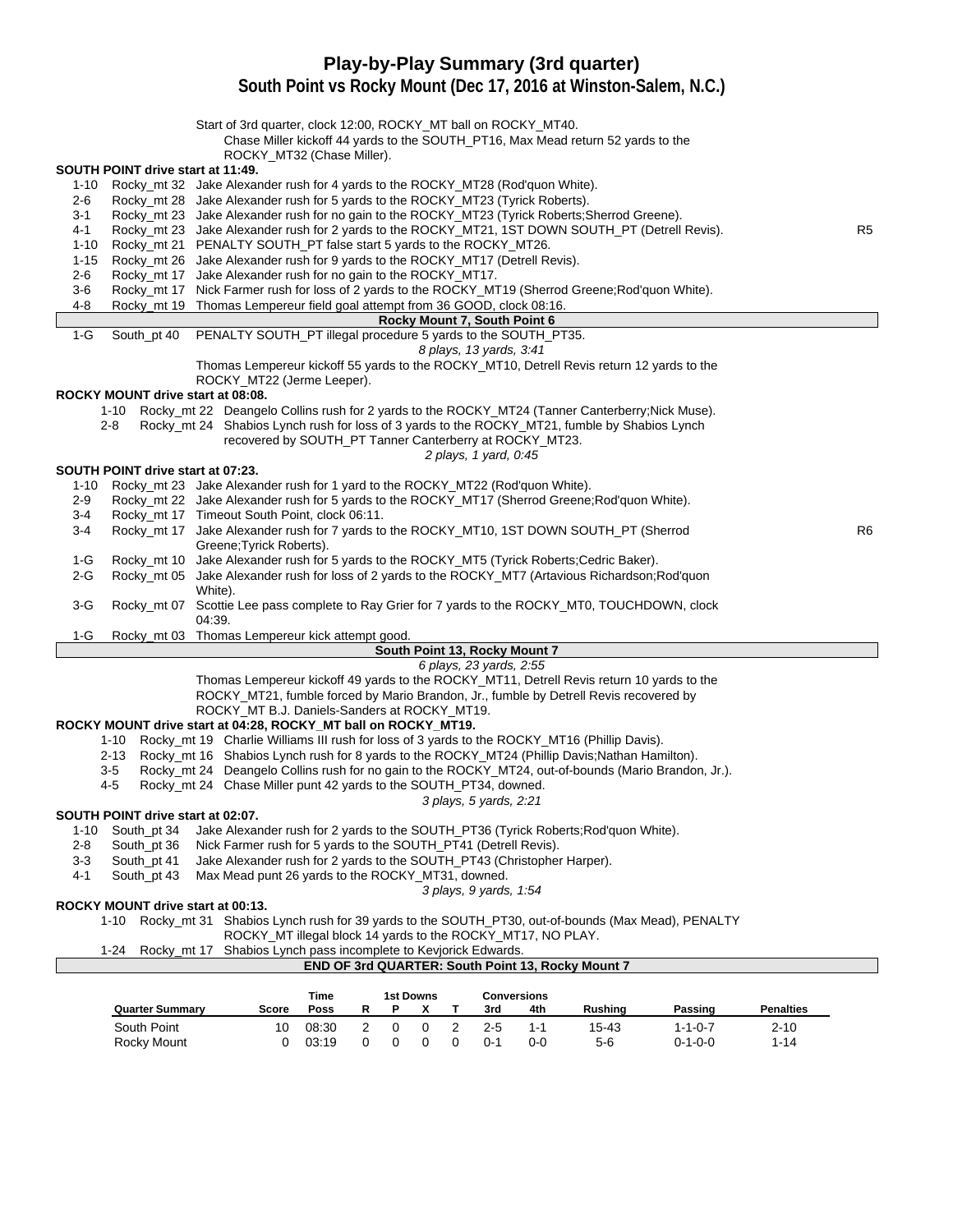# Play-by-Play Summary (3rd quarter)

## South Point vs Rocky Mount (Dec 17, 2016 at Winston-Salem, N.C.)

Start of 3rd quarter, clock 12:00, ROCKY_MT ball on ROCKY_MT40.
Chase Miller kickoff 44 yards to the SOUTH_PT16, Max Mead return 52 yards to the ROCKY_MT32 (Chase Miller).

**SOUTH POINT drive start at 11:49.**

| Down | Spot | Play | |
|---|---|---|---|
| 1-10 | Rocky_mt 32 | Jake Alexander rush for 4 yards to the ROCKY_MT28 (Rod'quon White). | |
| 2-6 | Rocky_mt 28 | Jake Alexander rush for 5 yards to the ROCKY_MT23 (Tyrick Roberts). | |
| 3-1 | Rocky_mt 23 | Jake Alexander rush for no gain to the ROCKY_MT23 (Tyrick Roberts;Sherrod Greene). | |
| 4-1 | Rocky_mt 23 | Jake Alexander rush for 2 yards to the ROCKY_MT21, 1ST DOWN SOUTH_PT (Detrell Revis). | R5 |
| 1-10 | Rocky_mt 21 | PENALTY SOUTH_PT false start 5 yards to the ROCKY_MT26. | |
| 1-15 | Rocky_mt 26 | Jake Alexander rush for 9 yards to the ROCKY_MT17 (Detrell Revis). | |
| 2-6 | Rocky_mt 17 | Jake Alexander rush for no gain to the ROCKY_MT17. | |
| 3-6 | Rocky_mt 17 | Nick Farmer rush for loss of 2 yards to the ROCKY_MT19 (Sherrod Greene;Rod'quon White). | |
| 4-8 | Rocky_mt 19 | Thomas Lempereur field goal attempt from 36 GOOD, clock 08:16. | |

**Rocky Mount 7, South Point 6**

| Down | Spot | Play |
|---|---|---|
| 1-G | South_pt 40 | PENALTY SOUTH_PT illegal procedure 5 yards to the SOUTH_PT35. |

*8 plays, 13 yards, 3:41*

Thomas Lempereur kickoff 55 yards to the ROCKY_MT10, Detrell Revis return 12 yards to the ROCKY_MT22 (Jerme Leeper).

**ROCKY MOUNT drive start at 08:08.**

| Down | Spot | Play |
|---|---|---|
| 1-10 | Rocky_mt 22 | Deangelo Collins rush for 2 yards to the ROCKY_MT24 (Tanner Canterberry;Nick Muse). |
| 2-8 | Rocky_mt 24 | Shabios Lynch rush for loss of 3 yards to the ROCKY_MT21, fumble by Shabios Lynch recovered by SOUTH_PT Tanner Canterberry at ROCKY_MT23. |

*2 plays, 1 yard, 0:45*

**SOUTH POINT drive start at 07:23.**

| Down | Spot | Play | |
|---|---|---|---|
| 1-10 | Rocky_mt 23 | Jake Alexander rush for 1 yard to the ROCKY_MT22 (Rod'quon White). | |
| 2-9 | Rocky_mt 22 | Jake Alexander rush for 5 yards to the ROCKY_MT17 (Sherrod Greene;Rod'quon White). | |
| 3-4 | Rocky_mt 17 | Timeout South Point, clock 06:11. | |
| 3-4 | Rocky_mt 17 | Jake Alexander rush for 7 yards to the ROCKY_MT10, 1ST DOWN SOUTH_PT (Sherrod Greene;Tyrick Roberts). | R6 |
| 1-G | Rocky_mt 10 | Jake Alexander rush for 5 yards to the ROCKY_MT5 (Tyrick Roberts;Cedric Baker). | |
| 2-G | Rocky_mt 05 | Jake Alexander rush for loss of 2 yards to the ROCKY_MT7 (Artavious Richardson;Rod'quon White). | |
| 3-G | Rocky_mt 07 | Scottie Lee pass complete to Ray Grier for 7 yards to the ROCKY_MT0, TOUCHDOWN, clock 04:39. | |
| 1-G | Rocky_mt 03 | Thomas Lempereur kick attempt good. | |

**South Point 13, Rocky Mount 7**

*6 plays, 23 yards, 2:55*

Thomas Lempereur kickoff 49 yards to the ROCKY_MT11, Detrell Revis return 10 yards to the ROCKY_MT21, fumble forced by Mario Brandon, Jr., fumble by Detrell Revis recovered by ROCKY_MT B.J. Daniels-Sanders at ROCKY_MT19.

**ROCKY MOUNT drive start at 04:28, ROCKY_MT ball on ROCKY_MT19.**

| Down | Spot | Play |
|---|---|---|
| 1-10 | Rocky_mt 19 | Charlie Williams III rush for loss of 3 yards to the ROCKY_MT16 (Phillip Davis). |
| 2-13 | Rocky_mt 16 | Shabios Lynch rush for 8 yards to the ROCKY_MT24 (Phillip Davis;Nathan Hamilton). |
| 3-5 | Rocky_mt 24 | Deangelo Collins rush for no gain to the ROCKY_MT24, out-of-bounds (Mario Brandon, Jr.). |
| 4-5 | Rocky_mt 24 | Chase Miller punt 42 yards to the SOUTH_PT34, downed. |

*3 plays, 5 yards, 2:21*

**SOUTH POINT drive start at 02:07.**

| Down | Spot | Play |
|---|---|---|
| 1-10 | South_pt 34 | Jake Alexander rush for 2 yards to the SOUTH_PT36 (Tyrick Roberts;Rod'quon White). |
| 2-8 | South_pt 36 | Nick Farmer rush for 5 yards to the SOUTH_PT41 (Detrell Revis). |
| 3-3 | South_pt 41 | Jake Alexander rush for 2 yards to the SOUTH_PT43 (Christopher Harper). |
| 4-1 | South_pt 43 | Max Mead punt 26 yards to the ROCKY_MT31, downed. |

*3 plays, 9 yards, 1:54*

**ROCKY MOUNT drive start at 00:13.**

| Down | Spot | Play |
|---|---|---|
| 1-10 | Rocky_mt 31 | Shabios Lynch rush for 39 yards to the SOUTH_PT30, out-of-bounds (Max Mead), PENALTY ROCKY_MT illegal block 14 yards to the ROCKY_MT17, NO PLAY. |
| 1-24 | Rocky_mt 17 | Shabios Lynch pass incomplete to Kevjorick Edwards. |

**END OF 3rd QUARTER: South Point 13, Rocky Mount 7**

| Quarter Summary | Score | Time Poss | 1st Downs R | P | X | T | Conversions 3rd | 4th | Rushing | Passing | Penalties |
|---|---|---|---|---|---|---|---|---|---|---|---|
| South Point | 10 | 08:30 | 2 | 0 | 0 | 2 | 2-5 | 1-1 | 15-43 | 1-1-0-7 | 2-10 |
| Rocky Mount | 0 | 03:19 | 0 | 0 | 0 | 0 | 0-1 | 0-0 | 5-6 | 0-1-0-0 | 1-14 |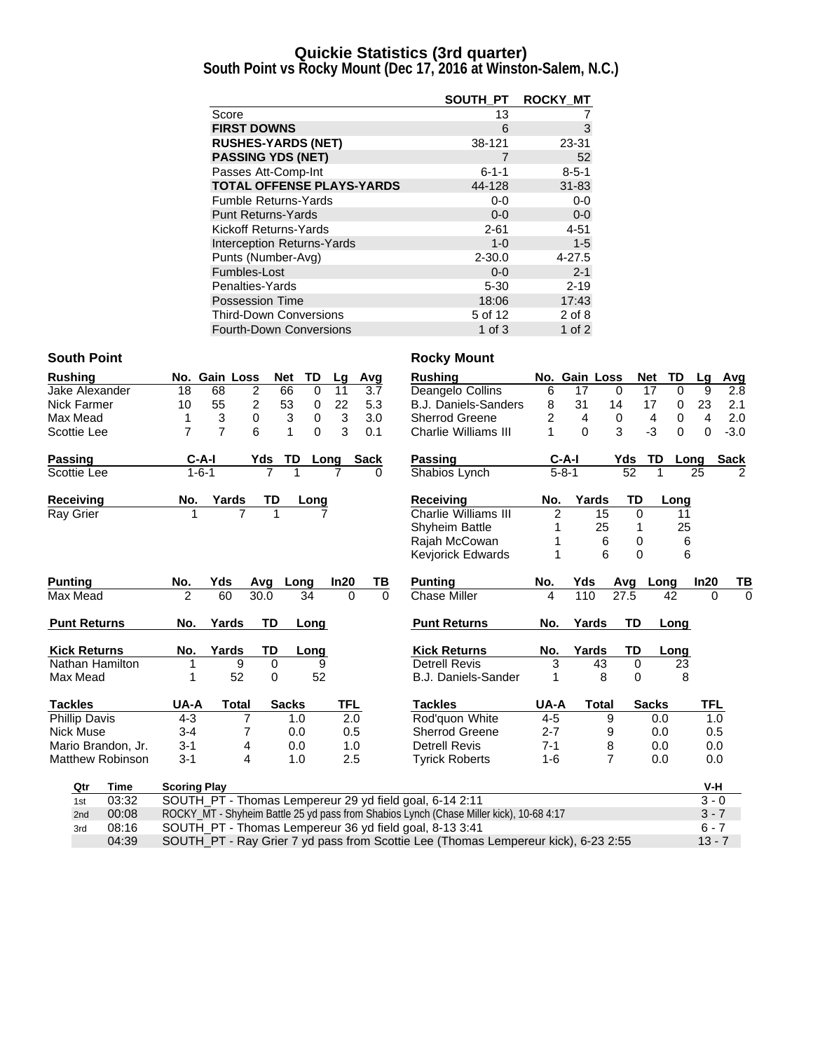# Quickie Statistics (3rd quarter)
## South Point vs Rocky Mount (Dec 17, 2016 at Winston-Salem, N.C.)

| | SOUTH_PT | ROCKY_MT |
|---|---|---|
| Score | 13 | 7 |
| **FIRST DOWNS** | 6 | 3 |
| **RUSHES-YARDS (NET)** | 38-121 | 23-31 |
| **PASSING YDS (NET)** | 7 | 52 |
| Passes Att-Comp-Int | 6-1-1 | 8-5-1 |
| **TOTAL OFFENSE PLAYS-YARDS** | 44-128 | 31-83 |
| Fumble Returns-Yards | 0-0 | 0-0 |
| Punt Returns-Yards | 0-0 | 0-0 |
| Kickoff Returns-Yards | 2-61 | 4-51 |
| Interception Returns-Yards | 1-0 | 1-5 |
| Punts (Number-Avg) | 2-30.0 | 4-27.5 |
| Fumbles-Lost | 0-0 | 2-1 |
| Penalties-Yards | 5-30 | 2-19 |
| Possession Time | 18:06 | 17:43 |
| Third-Down Conversions | 5 of 12 | 2 of 8 |
| Fourth-Down Conversions | 1 of 3 | 1 of 2 |

### South Point

| Rushing | No. | Gain | Loss | Net | TD | Lg | Avg |
|---|---|---|---|---|---|---|---|
| Jake Alexander | 18 | 68 | 2 | 66 | 0 | 11 | 3.7 |
| Nick Farmer | 10 | 55 | 2 | 53 | 0 | 22 | 5.3 |
| Max Mead | 1 | 3 | 0 | 3 | 0 | 3 | 3.0 |
| Scottie Lee | 7 | 7 | 6 | 1 | 0 | 3 | 0.1 |

| Passing | C-A-I | Yds | TD | Long | Sack |
|---|---|---|---|---|---|
| Scottie Lee | 1-6-1 | 7 | 1 | 7 | 0 |

| Receiving | No. | Yards | TD | Long |
|---|---|---|---|---|
| Ray Grier | 1 | 7 | 1 | 7 |

| Punting | No. | Yds | Avg | Long | In20 | TB |
|---|---|---|---|---|---|---|
| Max Mead | 2 | 60 | 30.0 | 34 | 0 | 0 |

| Punt Returns | No. | Yards | TD | Long |
|---|---|---|---|---|

| Kick Returns | No. | Yards | TD | Long |
|---|---|---|---|---|
| Nathan Hamilton | 1 | 9 | 0 | 9 |
| Max Mead | 1 | 52 | 0 | 52 |

| Tackles | UA-A | Total | Sacks | TFL |
|---|---|---|---|---|
| Phillip Davis | 4-3 | 7 | 1.0 | 2.0 |
| Nick Muse | 3-4 | 7 | 0.0 | 0.5 |
| Mario Brandon, Jr. | 3-1 | 4 | 0.0 | 1.0 |
| Matthew Robinson | 3-1 | 4 | 1.0 | 2.5 |

### Rocky Mount

| Rushing | No. | Gain | Loss | Net | TD | Lg | Avg |
|---|---|---|---|---|---|---|---|
| Deangelo Collins | 6 | 17 | 0 | 17 | 0 | 9 | 2.8 |
| B.J. Daniels-Sanders | 8 | 31 | 14 | 17 | 0 | 23 | 2.1 |
| Sherrod Greene | 2 | 4 | 0 | 4 | 0 | 4 | 2.0 |
| Charlie Williams III | 1 | 0 | 3 | -3 | 0 | 0 | -3.0 |

| Passing | C-A-I | Yds | TD | Long | Sack |
|---|---|---|---|---|---|
| Shabios Lynch | 5-8-1 | 52 | 1 | 25 | 2 |

| Receiving | No. | Yards | TD | Long |
|---|---|---|---|---|
| Charlie Williams III | 2 | 15 | 0 | 11 |
| Shyheim Battle | 1 | 25 | 1 | 25 |
| Rajah McCowan | 1 | 6 | 0 | 6 |
| Kevjorick Edwards | 1 | 6 | 0 | 6 |

| Punting | No. | Yds | Avg | Long | In20 | TB |
|---|---|---|---|---|---|---|
| Chase Miller | 4 | 110 | 27.5 | 42 | 0 | 0 |

| Punt Returns | No. | Yards | TD | Long |
|---|---|---|---|---|

| Kick Returns | No. | Yards | TD | Long |
|---|---|---|---|---|
| Detrell Revis | 3 | 43 | 0 | 23 |
| B.J. Daniels-Sander | 1 | 8 | 0 | 8 |

| Tackles | UA-A | Total | Sacks | TFL |
|---|---|---|---|---|
| Rod'quon White | 4-5 | 9 | 0.0 | 1.0 |
| Sherrod Greene | 2-7 | 9 | 0.0 | 0.5 |
| Detrell Revis | 7-1 | 8 | 0.0 | 0.0 |
| Tyrick Roberts | 1-6 | 7 | 0.0 | 0.0 |

| Qtr | Time | Scoring Play | V-H |
|---|---|---|---|
| 1st | 03:32 | SOUTH_PT - Thomas Lempereur 29 yd field goal, 6-14 2:11 | 3 - 0 |
| 2nd | 00:08 | ROCKY_MT - Shyheim Battle 25 yd pass from Shabios Lynch (Chase Miller kick), 10-68 4:17 | 3 - 7 |
| 3rd | 08:16 | SOUTH_PT - Thomas Lempereur 36 yd field goal, 8-13 3:41 | 6 - 7 |
| | 04:39 | SOUTH_PT - Ray Grier 7 yd pass from Scottie Lee (Thomas Lempereur kick), 6-23 2:55 | 13 - 7 |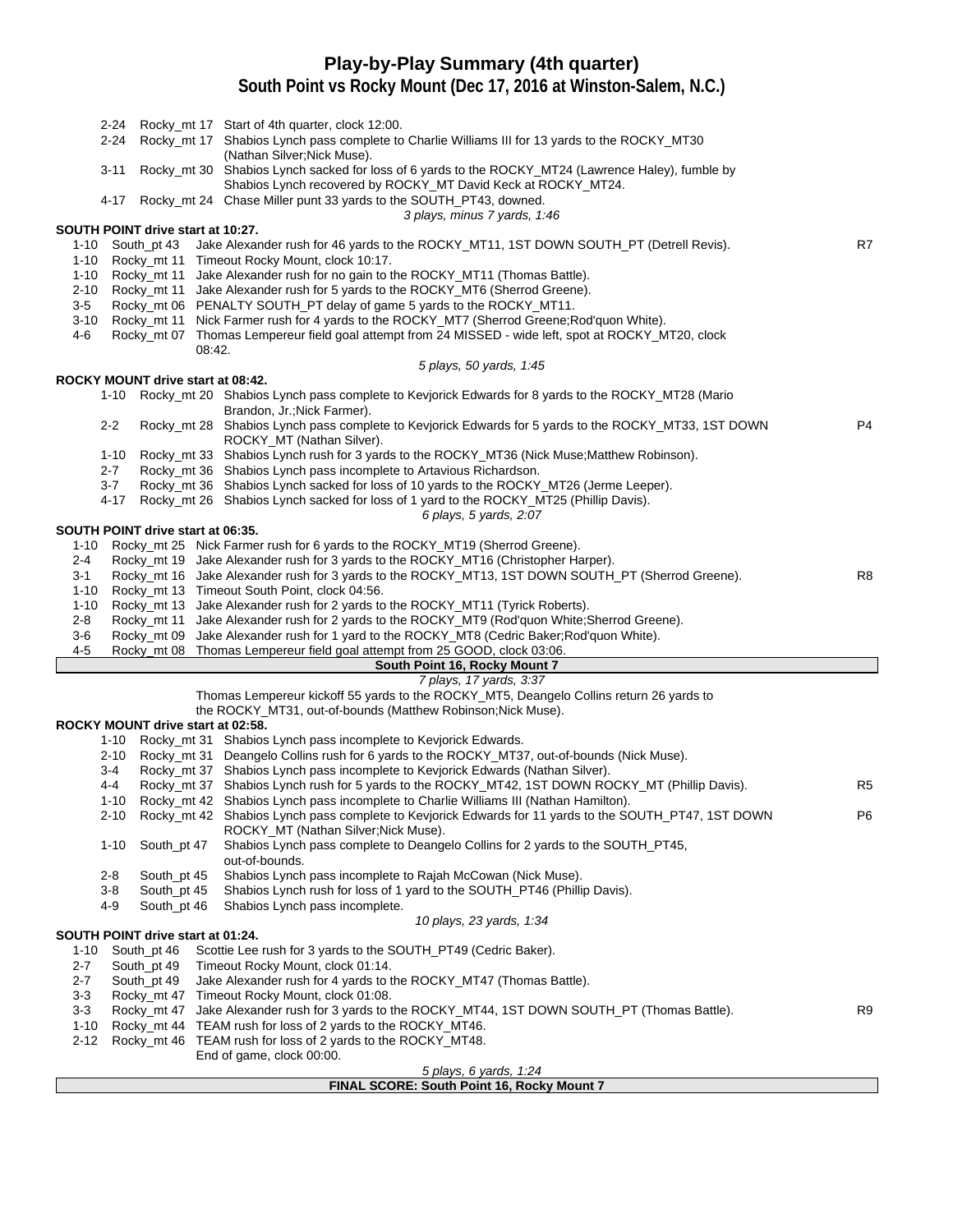# Play-by-Play Summary (4th quarter)

## South Point vs Rocky Mount (Dec 17, 2016 at Winston-Salem, N.C.)

| Down | Spot | Play | |
|---|---|---|---|
| 2-24 | Rocky_mt 17 | Start of 4th quarter, clock 12:00. | |
| 2-24 | Rocky_mt 17 | Shabios Lynch pass complete to Charlie Williams III for 13 yards to the ROCKY_MT30 (Nathan Silver;Nick Muse). | |
| 3-11 | Rocky_mt 30 | Shabios Lynch sacked for loss of 6 yards to the ROCKY_MT24 (Lawrence Haley), fumble by Shabios Lynch recovered by ROCKY_MT David Keck at ROCKY_MT24. | |
| 4-17 | Rocky_mt 24 | Chase Miller punt 33 yards to the SOUTH_PT43, downed. | |
| | | *3 plays, minus 7 yards, 1:46* | |
| **SOUTH POINT drive start at 10:27.** | | | |
| 1-10 | South_pt 43 | Jake Alexander rush for 46 yards to the ROCKY_MT11, 1ST DOWN SOUTH_PT (Detrell Revis). | R7 |
| 1-10 | Rocky_mt 11 | Timeout Rocky Mount, clock 10:17. | |
| 1-10 | Rocky_mt 11 | Jake Alexander rush for no gain to the ROCKY_MT11 (Thomas Battle). | |
| 2-10 | Rocky_mt 11 | Jake Alexander rush for 5 yards to the ROCKY_MT6 (Sherrod Greene). | |
| 3-5 | Rocky_mt 06 | PENALTY SOUTH_PT delay of game 5 yards to the ROCKY_MT11. | |
| 3-10 | Rocky_mt 11 | Nick Farmer rush for 4 yards to the ROCKY_MT7 (Sherrod Greene;Rod'quon White). | |
| 4-6 | Rocky_mt 07 | Thomas Lempereur field goal attempt from 24 MISSED - wide left, spot at ROCKY_MT20, clock 08:42. | |
| | | *5 plays, 50 yards, 1:45* | |
| **ROCKY MOUNT drive start at 08:42.** | | | |
| 1-10 | Rocky_mt 20 | Shabios Lynch pass complete to Kevjorick Edwards for 8 yards to the ROCKY_MT28 (Mario Brandon, Jr.;Nick Farmer). | |
| 2-2 | Rocky_mt 28 | Shabios Lynch pass complete to Kevjorick Edwards for 5 yards to the ROCKY_MT33, 1ST DOWN ROCKY_MT (Nathan Silver). | P4 |
| 1-10 | Rocky_mt 33 | Shabios Lynch rush for 3 yards to the ROCKY_MT36 (Nick Muse;Matthew Robinson). | |
| 2-7 | Rocky_mt 36 | Shabios Lynch pass incomplete to Artavious Richardson. | |
| 3-7 | Rocky_mt 36 | Shabios Lynch sacked for loss of 10 yards to the ROCKY_MT26 (Jerme Leeper). | |
| 4-17 | Rocky_mt 26 | Shabios Lynch sacked for loss of 1 yard to the ROCKY_MT25 (Phillip Davis). | |
| | | *6 plays, 5 yards, 2:07* | |
| **SOUTH POINT drive start at 06:35.** | | | |
| 1-10 | Rocky_mt 25 | Nick Farmer rush for 6 yards to the ROCKY_MT19 (Sherrod Greene). | |
| 2-4 | Rocky_mt 19 | Jake Alexander rush for 3 yards to the ROCKY_MT16 (Christopher Harper). | |
| 3-1 | Rocky_mt 16 | Jake Alexander rush for 3 yards to the ROCKY_MT13, 1ST DOWN SOUTH_PT (Sherrod Greene). | R8 |
| 1-10 | Rocky_mt 13 | Timeout South Point, clock 04:56. | |
| 1-10 | Rocky_mt 13 | Jake Alexander rush for 2 yards to the ROCKY_MT11 (Tyrick Roberts). | |
| 2-8 | Rocky_mt 11 | Jake Alexander rush for 2 yards to the ROCKY_MT9 (Rod'quon White;Sherrod Greene). | |
| 3-6 | Rocky_mt 09 | Jake Alexander rush for 1 yard to the ROCKY_MT8 (Cedric Baker;Rod'quon White). | |
| 4-5 | Rocky_mt 08 | Thomas Lempereur field goal attempt from 25 GOOD, clock 03:06. | |
| | | **South Point 16, Rocky Mount 7** | |
| | | *7 plays, 17 yards, 3:37* | |
| | | Thomas Lempereur kickoff 55 yards to the ROCKY_MT5, Deangelo Collins return 26 yards to the ROCKY_MT31, out-of-bounds (Matthew Robinson;Nick Muse). | |
| **ROCKY MOUNT drive start at 02:58.** | | | |
| 1-10 | Rocky_mt 31 | Shabios Lynch pass incomplete to Kevjorick Edwards. | |
| 2-10 | Rocky_mt 31 | Deangelo Collins rush for 6 yards to the ROCKY_MT37, out-of-bounds (Nick Muse). | |
| 3-4 | Rocky_mt 37 | Shabios Lynch pass incomplete to Kevjorick Edwards (Nathan Silver). | |
| 4-4 | Rocky_mt 37 | Shabios Lynch rush for 5 yards to the ROCKY_MT42, 1ST DOWN ROCKY_MT (Phillip Davis). | R5 |
| 1-10 | Rocky_mt 42 | Shabios Lynch pass incomplete to Charlie Williams III (Nathan Hamilton). | |
| 2-10 | Rocky_mt 42 | Shabios Lynch pass complete to Kevjorick Edwards for 11 yards to the SOUTH_PT47, 1ST DOWN ROCKY_MT (Nathan Silver;Nick Muse). | P6 |
| 1-10 | South_pt 47 | Shabios Lynch pass complete to Deangelo Collins for 2 yards to the SOUTH_PT45, out-of-bounds. | |
| 2-8 | South_pt 45 | Shabios Lynch pass incomplete to Rajah McCowan (Nick Muse). | |
| 3-8 | South_pt 45 | Shabios Lynch rush for loss of 1 yard to the SOUTH_PT46 (Phillip Davis). | |
| 4-9 | South_pt 46 | Shabios Lynch pass incomplete. | |
| | | *10 plays, 23 yards, 1:34* | |
| **SOUTH POINT drive start at 01:24.** | | | |
| 1-10 | South_pt 46 | Scottie Lee rush for 3 yards to the SOUTH_PT49 (Cedric Baker). | |
| 2-7 | South_pt 49 | Timeout Rocky Mount, clock 01:14. | |
| 2-7 | South_pt 49 | Jake Alexander rush for 4 yards to the ROCKY_MT47 (Thomas Battle). | |
| 3-3 | Rocky_mt 47 | Timeout Rocky Mount, clock 01:08. | |
| 3-3 | Rocky_mt 47 | Jake Alexander rush for 3 yards to the ROCKY_MT44, 1ST DOWN SOUTH_PT (Thomas Battle). | R9 |
| 1-10 | Rocky_mt 44 | TEAM rush for loss of 2 yards to the ROCKY_MT46. | |
| 2-12 | Rocky_mt 46 | TEAM rush for loss of 2 yards to the ROCKY_MT48. | |
| | | End of game, clock 00:00. | |
| | | *5 plays, 6 yards, 1:24* | |

**FINAL SCORE: South Point 16, Rocky Mount 7**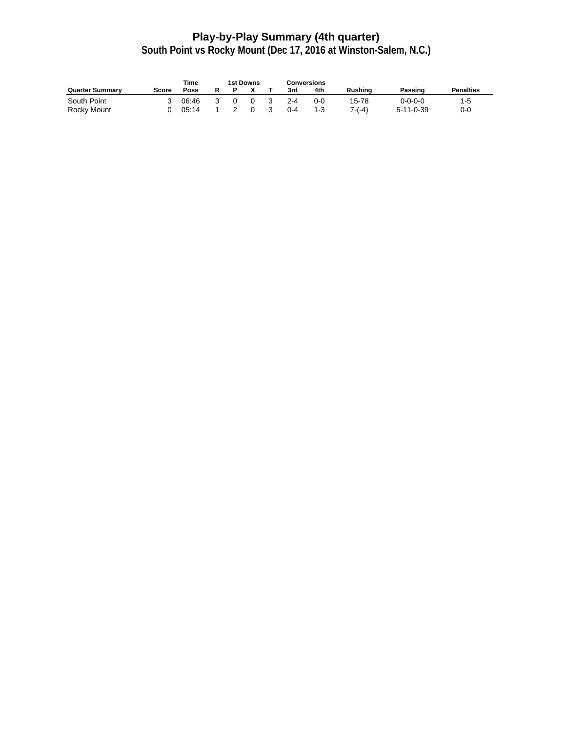# Play-by-Play Summary (4th quarter)

## South Point vs Rocky Mount (Dec 17, 2016 at Winston-Salem, N.C.)

| Quarter Summary | Score | Time Poss | 1st Downs R | 1st Downs P | 1st Downs X | 1st Downs T | Conversions 3rd | Conversions 4th | Rushing | Passing | Penalties |
|---|---|---|---|---|---|---|---|---|---|---|---|
| South Point | 3 | 06:46 | 3 | 0 | 0 | 3 | 2-4 | 0-0 | 15-78 | 0-0-0-0 | 1-5 |
| Rocky Mount | 0 | 05:14 | 1 | 2 | 0 | 3 | 0-4 | 1-3 | 7-(-4) | 5-11-0-39 | 0-0 |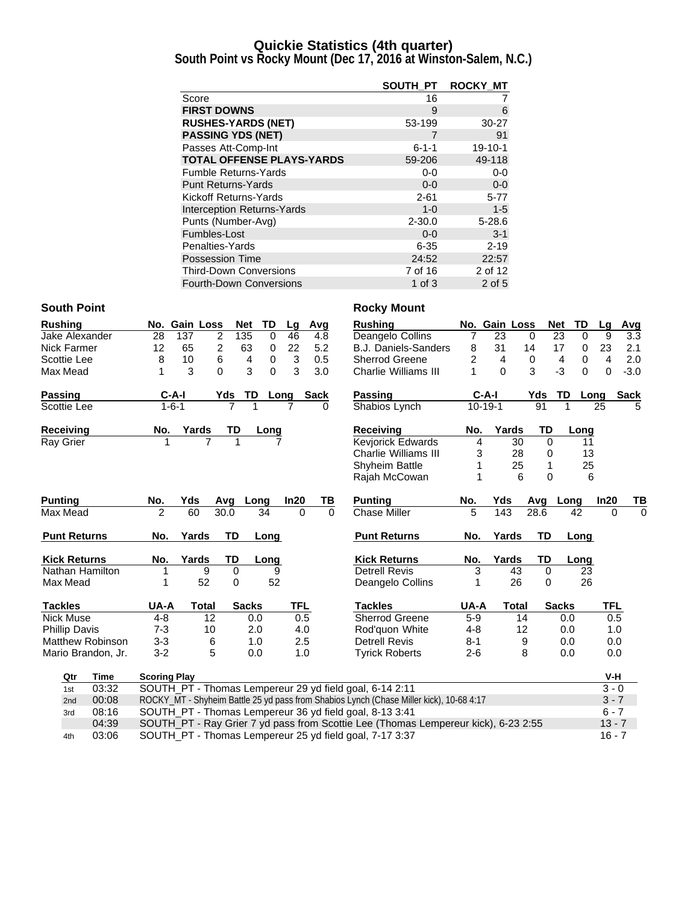# Quickie Statistics (4th quarter)
## South Point vs Rocky Mount (Dec 17, 2016 at Winston-Salem, N.C.)

| | SOUTH_PT | ROCKY_MT |
|---|---|---|
| Score | 16 | 7 |
| **FIRST DOWNS** | 9 | 6 |
| **RUSHES-YARDS (NET)** | 53-199 | 30-27 |
| **PASSING YDS (NET)** | 7 | 91 |
| Passes Att-Comp-Int | 6-1-1 | 19-10-1 |
| **TOTAL OFFENSE PLAYS-YARDS** | 59-206 | 49-118 |
| Fumble Returns-Yards | 0-0 | 0-0 |
| Punt Returns-Yards | 0-0 | 0-0 |
| Kickoff Returns-Yards | 2-61 | 5-77 |
| Interception Returns-Yards | 1-0 | 1-5 |
| Punts (Number-Avg) | 2-30.0 | 5-28.6 |
| Fumbles-Lost | 0-0 | 3-1 |
| Penalties-Yards | 6-35 | 2-19 |
| Possession Time | 24:52 | 22:57 |
| Third-Down Conversions | 7 of 16 | 2 of 12 |
| Fourth-Down Conversions | 1 of 3 | 2 of 5 |

### South Point

| Rushing | No. | Gain | Loss | Net | TD | Lg | Avg |
|---|---|---|---|---|---|---|---|
| Jake Alexander | 28 | 137 | 2 | 135 | 0 | 46 | 4.8 |
| Nick Farmer | 12 | 65 | 2 | 63 | 0 | 22 | 5.2 |
| Scottie Lee | 8 | 10 | 6 | 4 | 0 | 3 | 0.5 |
| Max Mead | 1 | 3 | 0 | 3 | 0 | 3 | 3.0 |

| Passing | C-A-I | Yds | TD | Long | Sack |
|---|---|---|---|---|---|
| Scottie Lee | 1-6-1 | 7 | 1 | 7 | 0 |

| Receiving | No. | Yards | TD | Long |
|---|---|---|---|---|
| Ray Grier | 1 | 7 | 1 | 7 |

| Punting | No. | Yds | Avg | Long | In20 | TB |
|---|---|---|---|---|---|---|
| Max Mead | 2 | 60 | 30.0 | 34 | 0 | 0 |

| Punt Returns | No. | Yards | TD | Long |
|---|---|---|---|---|

| Kick Returns | No. | Yards | TD | Long |
|---|---|---|---|---|
| Nathan Hamilton | 1 | 9 | 0 | 9 |
| Max Mead | 1 | 52 | 0 | 52 |

| Tackles | UA-A | Total | Sacks | TFL |
|---|---|---|---|---|
| Nick Muse | 4-8 | 12 | 0.0 | 0.5 |
| Phillip Davis | 7-3 | 10 | 2.0 | 4.0 |
| Matthew Robinson | 3-3 | 6 | 1.0 | 2.5 |
| Mario Brandon, Jr. | 3-2 | 5 | 0.0 | 1.0 |

### Rocky Mount

| Rushing | No. | Gain | Loss | Net | TD | Lg | Avg |
|---|---|---|---|---|---|---|---|
| Deangelo Collins | 7 | 23 | 0 | 23 | 0 | 9 | 3.3 |
| B.J. Daniels-Sanders | 8 | 31 | 14 | 17 | 0 | 23 | 2.1 |
| Sherrod Greene | 2 | 4 | 0 | 4 | 0 | 4 | 2.0 |
| Charlie Williams III | 1 | 0 | 3 | -3 | 0 | 0 | -3.0 |

| Passing | C-A-I | Yds | TD | Long | Sack |
|---|---|---|---|---|---|
| Shabios Lynch | 10-19-1 | 91 | 1 | 25 | 5 |

| Receiving | No. | Yards | TD | Long |
|---|---|---|---|---|
| Kevjorick Edwards | 4 | 30 | 0 | 11 |
| Charlie Williams III | 3 | 28 | 0 | 13 |
| Shyheim Battle | 1 | 25 | 1 | 25 |
| Rajah McCowan | 1 | 6 | 0 | 6 |

| Punting | No. | Yds | Avg | Long | In20 | TB |
|---|---|---|---|---|---|---|
| Chase Miller | 5 | 143 | 28.6 | 42 | 0 | 0 |

| Punt Returns | No. | Yards | TD | Long |
|---|---|---|---|---|

| Kick Returns | No. | Yards | TD | Long |
|---|---|---|---|---|
| Detrell Revis | 3 | 43 | 0 | 23 |
| Deangelo Collins | 1 | 26 | 0 | 26 |

| Tackles | UA-A | Total | Sacks | TFL |
|---|---|---|---|---|
| Sherrod Greene | 5-9 | 14 | 0.0 | 0.5 |
| Rod'quon White | 4-8 | 12 | 0.0 | 1.0 |
| Detrell Revis | 8-1 | 9 | 0.0 | 0.0 |
| Tyrick Roberts | 2-6 | 8 | 0.0 | 0.0 |

| Qtr | Time | Scoring Play | V-H |
|---|---|---|---|
| 1st | 03:32 | SOUTH_PT - Thomas Lempereur 29 yd field goal, 6-14 2:11 | 3 - 0 |
| 2nd | 00:08 | ROCKY_MT - Shyheim Battle 25 yd pass from Shabios Lynch (Chase Miller kick), 10-68 4:17 | 3 - 7 |
| 3rd | 08:16 | SOUTH_PT - Thomas Lempereur 36 yd field goal, 8-13 3:41 | 6 - 7 |
| | 04:39 | SOUTH_PT - Ray Grier 7 yd pass from Scottie Lee (Thomas Lempereur kick), 6-23 2:55 | 13 - 7 |
| 4th | 03:06 | SOUTH_PT - Thomas Lempereur 25 yd field goal, 7-17 3:37 | 16 - 7 |